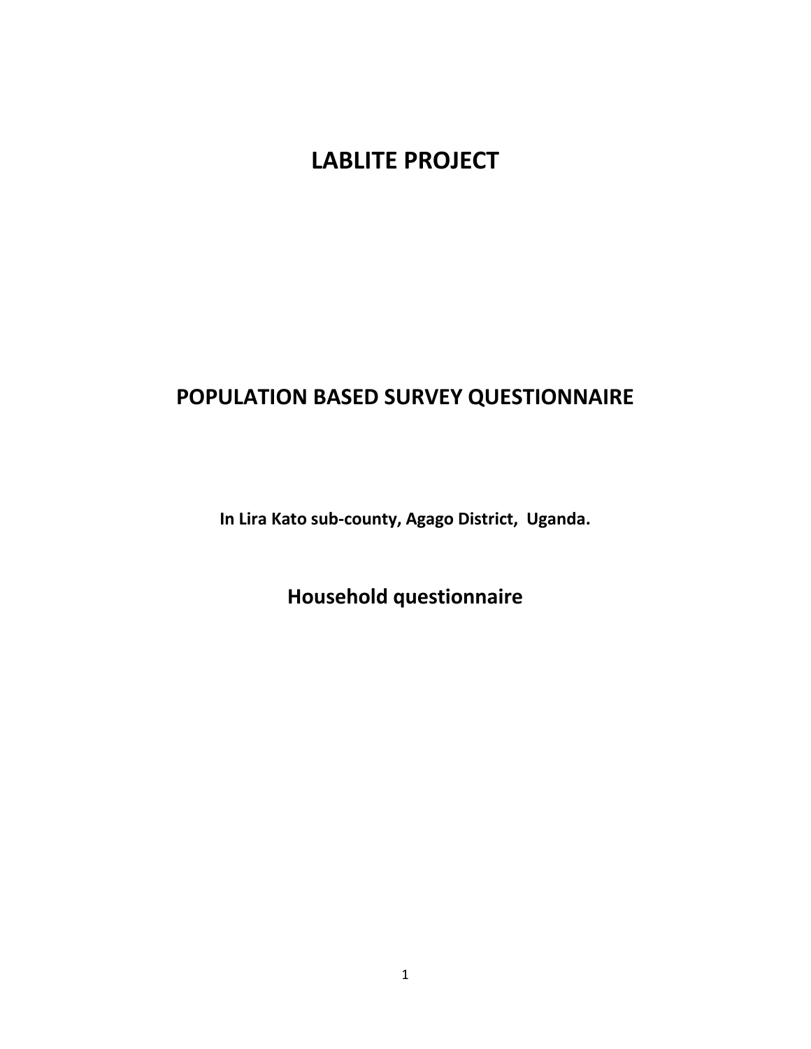# LABLITE PROJECT

## POPULATION BASED SURVEY QUESTIONNAIRE

**In Lira Kato sub-county, Agago District, Uganda.**

## Household questionnaire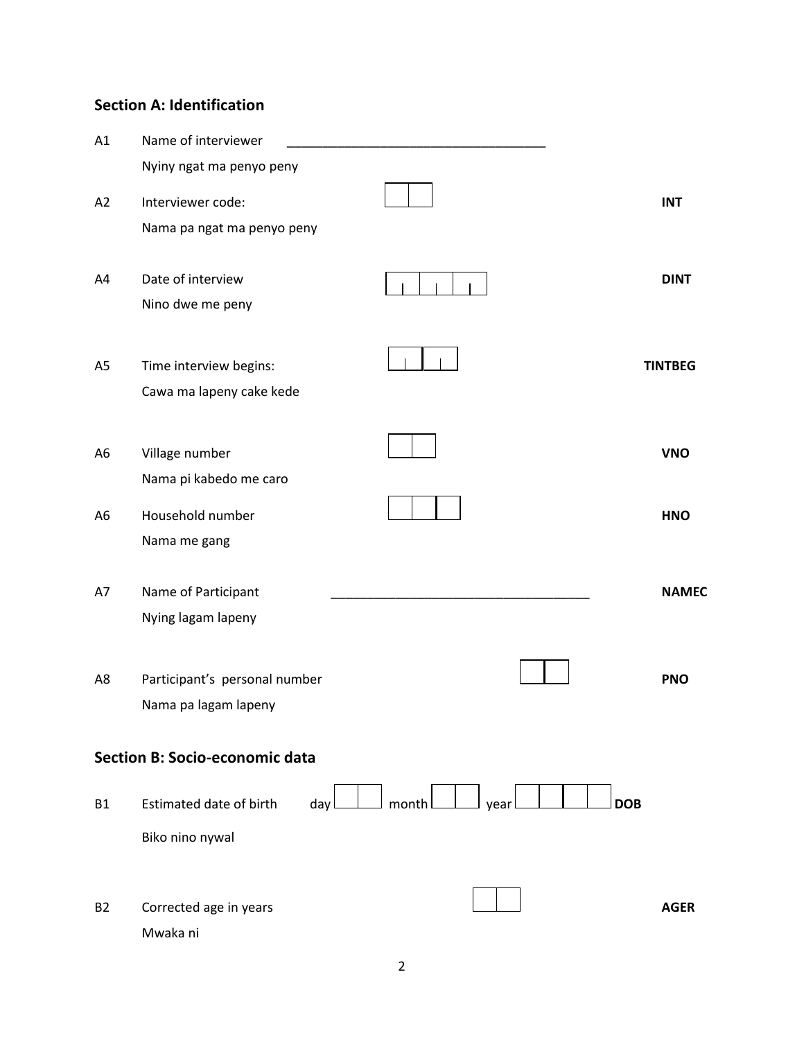## Section A: Identification

A1 Name of interviewer ____________________________________
Nyiny ngat ma penyo peny

A2 Interviewer code: | | | **INT**
Nama pa ngat ma penyo peny

A4 Date of interview | | | | | | | **DINT**
Nino dwe me peny

A5 Time interview begins: | | | | | **TINTBEG**
Cawa ma lapeny cake kede

A6 Village number | | | **VNO**
Nama pi kabedo me caro

A6 Household number | | | | **HNO**
Nama me gang

A7 Name of Participant ____________________________________ **NAMEC**
Nying lagam lapeny

A8 Participant's personal number | | | **PNO**
Nama pa lagam lapeny

## Section B: Socio-economic data

B1 Estimated date of birth day | | | month | | | year | | | | | **DOB**
Biko nino nywal

B2 Corrected age in years | | | **AGER**
Mwaka ni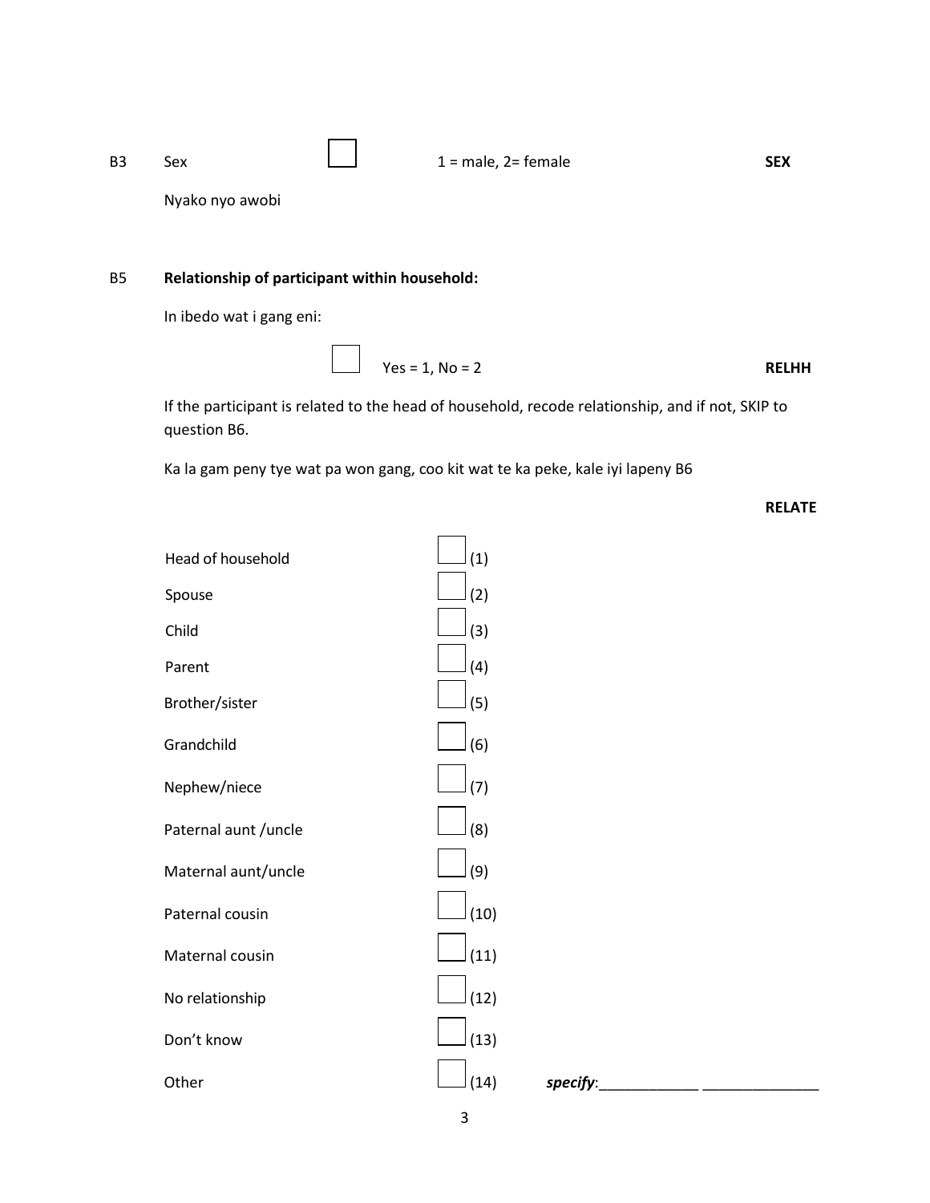B3 Sex ☐ 1 = male, 2= female **SEX**

Nyako nyo awobi

B5 **Relationship of participant within household:**

In ibedo wat i gang eni:

☐ Yes = 1, No = 2 **RELHH**

If the participant is related to the head of household, recode relationship, and if not, SKIP to question B6.

Ka la gam peny tye wat pa won gang, coo kit wat te ka peke, kale iyi lapeny B6

**RELATE**

| | |
|---|---|
| Head of household | ☐ (1) |
| Spouse | ☐ (2) |
| Child | ☐ (3) |
| Parent | ☐ (4) |
| Brother/sister | ☐ (5) |
| Grandchild | ☐ (6) |
| Nephew/niece | ☐ (7) |
| Paternal aunt /uncle | ☐ (8) |
| Maternal aunt/uncle | ☐ (9) |
| Paternal cousin | ☐ (10) |
| Maternal cousin | ☐ (11) |
| No relationship | ☐ (12) |
| Don't know | ☐ (13) |
| Other | ☐ (14) ***specify***:____________ ______________ |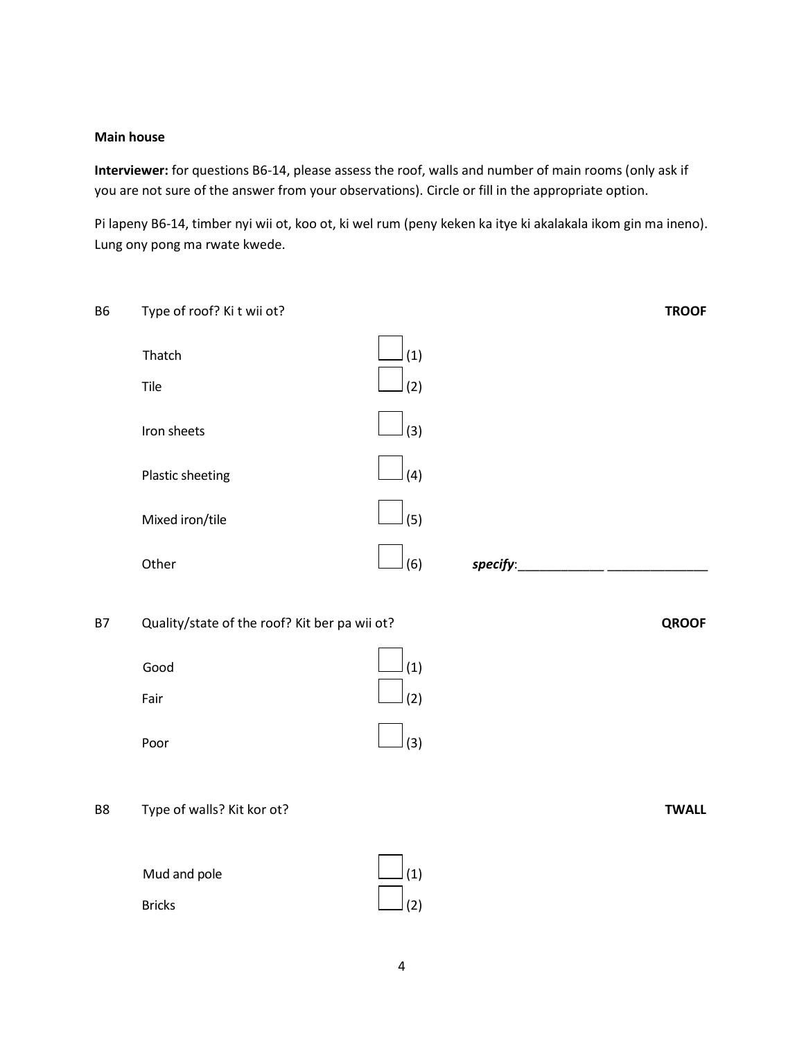**Main house**

**Interviewer:** for questions B6-14, please assess the roof, walls and number of main rooms (only ask if you are not sure of the answer from your observations). Circle or fill in the appropriate option.

Pi lapeny B6-14, timber nyi wii ot, koo ot, ki wel rum (peny keken ka itye ki akalakala ikom gin ma ineno). Lung ony pong ma rwate kwede.

B6 Type of roof? Ki t wii ot? **TROOF**

- Thatch ☐ (1)
- Tile ☐ (2)
- Iron sheets ☐ (3)
- Plastic sheeting ☐ (4)
- Mixed iron/tile ☐ (5)
- Other ☐ (6) *specify*:____________ ______________

B7 Quality/state of the roof? Kit ber pa wii ot? **QROOF**

- Good ☐ (1)
- Fair ☐ (2)
- Poor ☐ (3)

B8 Type of walls? Kit kor ot? **TWALL**

- Mud and pole ☐ (1)
- Bricks ☐ (2)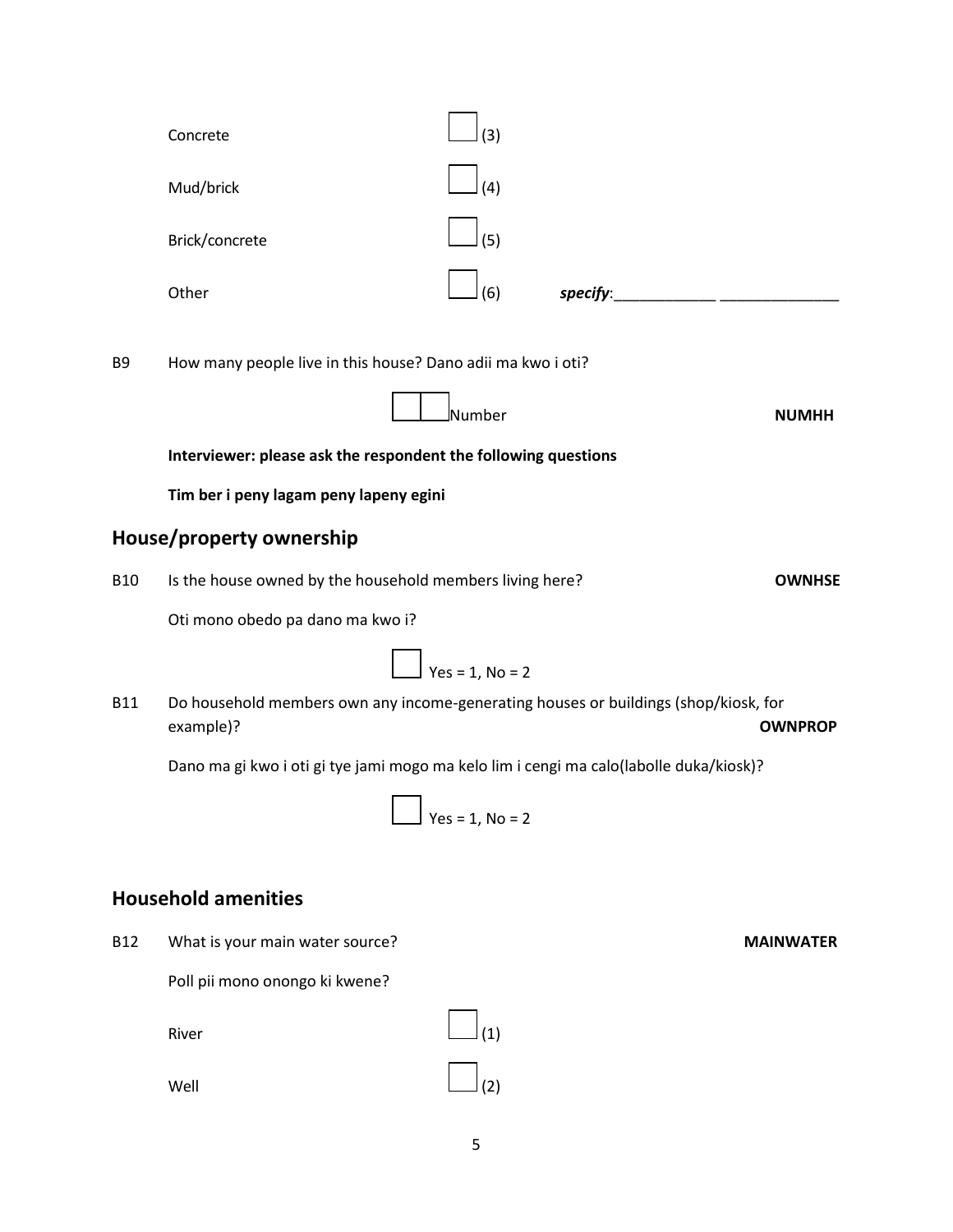Concrete ☐ (3)

Mud/brick ☐ (4)

Brick/concrete ☐ (5)

Other ☐ (6) ***specify***:____________ ______________

B9 How many people live in this house? Dano adii ma kwo i oti?

☐☐ Number **NUMHH**

**Interviewer: please ask the respondent the following questions**

**Tim ber i peny lagam peny lapeny egini**

## House/property ownership

B10 Is the house owned by the household members living here? **OWNHSE**

Oti mono obedo pa dano ma kwo i?

☐ Yes = 1, No = 2

B11 Do household members own any income-generating houses or buildings (shop/kiosk, for example)? **OWNPROP**

Dano ma gi kwo i oti gi tye jami mogo ma kelo lim i cengi ma calo(labolle duka/kiosk)?

☐ Yes = 1, No = 2

## Household amenities

B12 What is your main water source? **MAINWATER**

Poll pii mono onongo ki kwene?

River ☐ (1)

Well ☐ (2)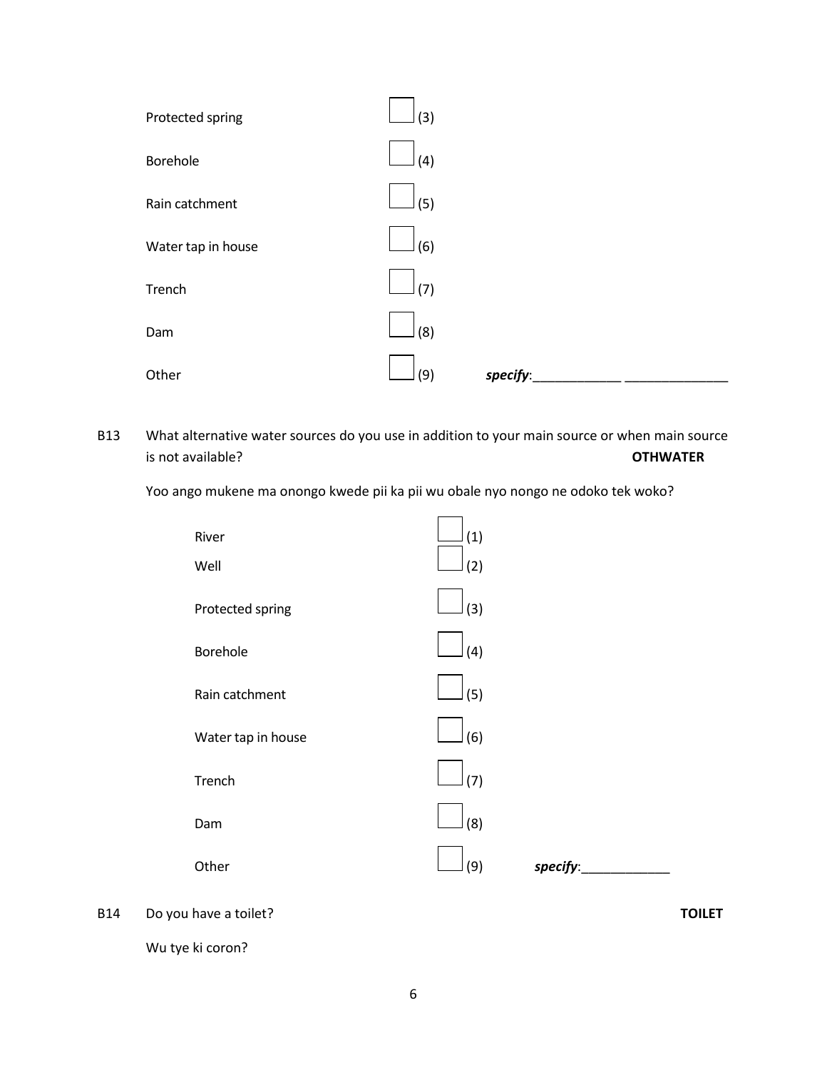Protected spring ☐ (3)

Borehole ☐ (4)

Rain catchment ☐ (5)

Water tap in house ☐ (6)

Trench ☐ (7)

Dam ☐ (8)

Other ☐ (9) ***specify***:____________ ______________

B13 What alternative water sources do you use in addition to your main source or when main source is not available? **OTHWATER**

Yoo ango mukene ma onongo kwede pii ka pii wu obale nyo nongo ne odoko tek woko?

River ☐ (1)

Well ☐ (2)

Protected spring ☐ (3)

Borehole ☐ (4)

Rain catchment ☐ (5)

Water tap in house ☐ (6)

Trench ☐ (7)

Dam ☐ (8)

Other ☐ (9) ***specify***:____________

B14 Do you have a toilet? **TOILET**

Wu tye ki coron?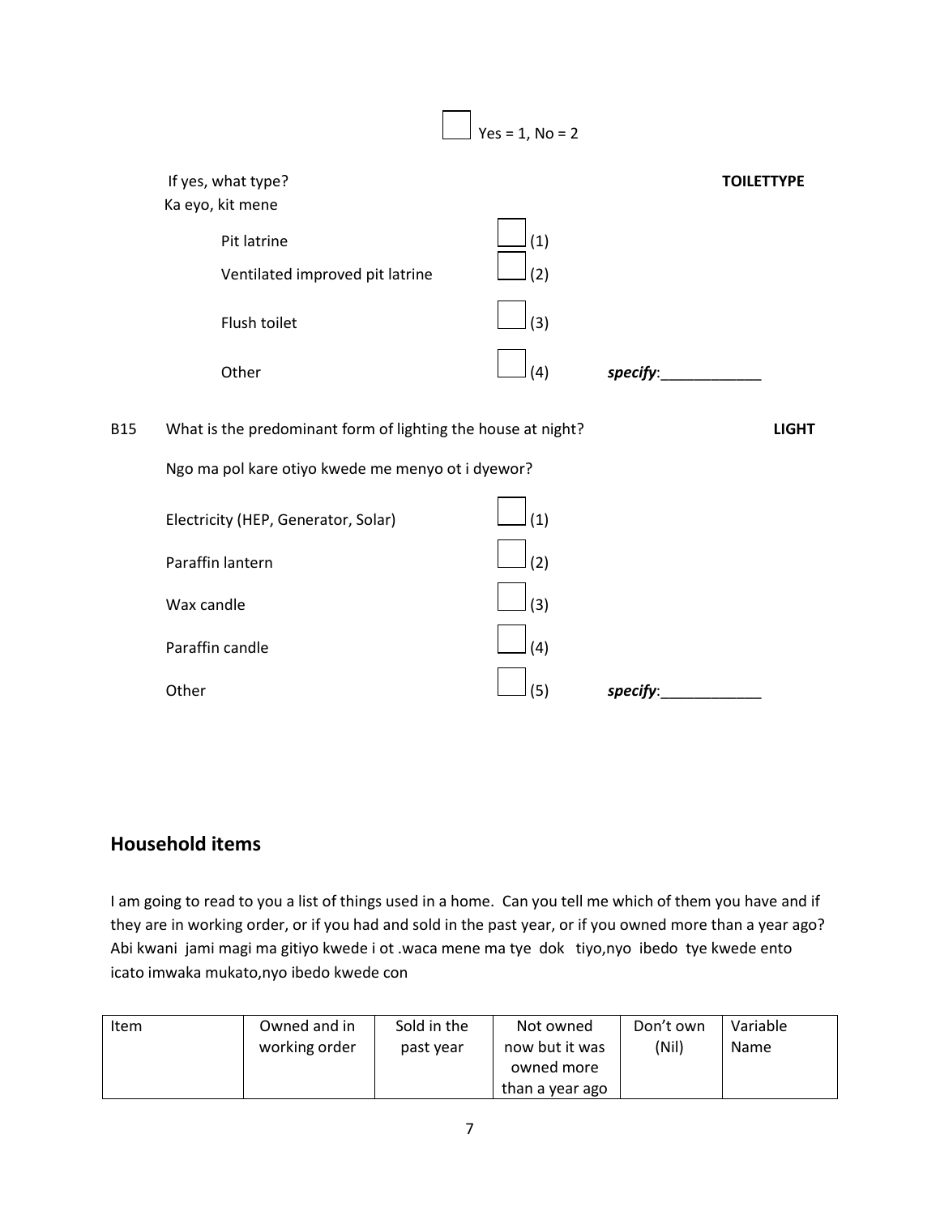☐ Yes = 1, No = 2

If yes, what type? **TOILETTYPE**
Ka eyo, kit mene

- Pit latrine ☐ (1)
- Ventilated improved pit latrine ☐ (2)
- Flush toilet ☐ (3)
- Other ☐ (4) ***specify***:____________

B15 What is the predominant form of lighting the house at night? **LIGHT**

Ngo ma pol kare otiyo kwede me menyo ot i dyewor?

- Electricity (HEP, Generator, Solar) ☐ (1)
- Paraffin lantern ☐ (2)
- Wax candle ☐ (3)
- Paraffin candle ☐ (4)
- Other ☐ (5) ***specify***:____________

## Household items

I am going to read to you a list of things used in a home. Can you tell me which of them you have and if they are in working order, or if you had and sold in the past year, or if you owned more than a year ago?
Abi kwani jami magi ma gitiyo kwede i ot .waca mene ma tye dok tiyo,nyo ibedo tye kwede ento icato imwaka mukato,nyo ibedo kwede con

| Item | Owned and in working order | Sold in the past year | Not owned now but it was owned more than a year ago | Don't own (Nil) | Variable Name |
|---|---|---|---|---|---|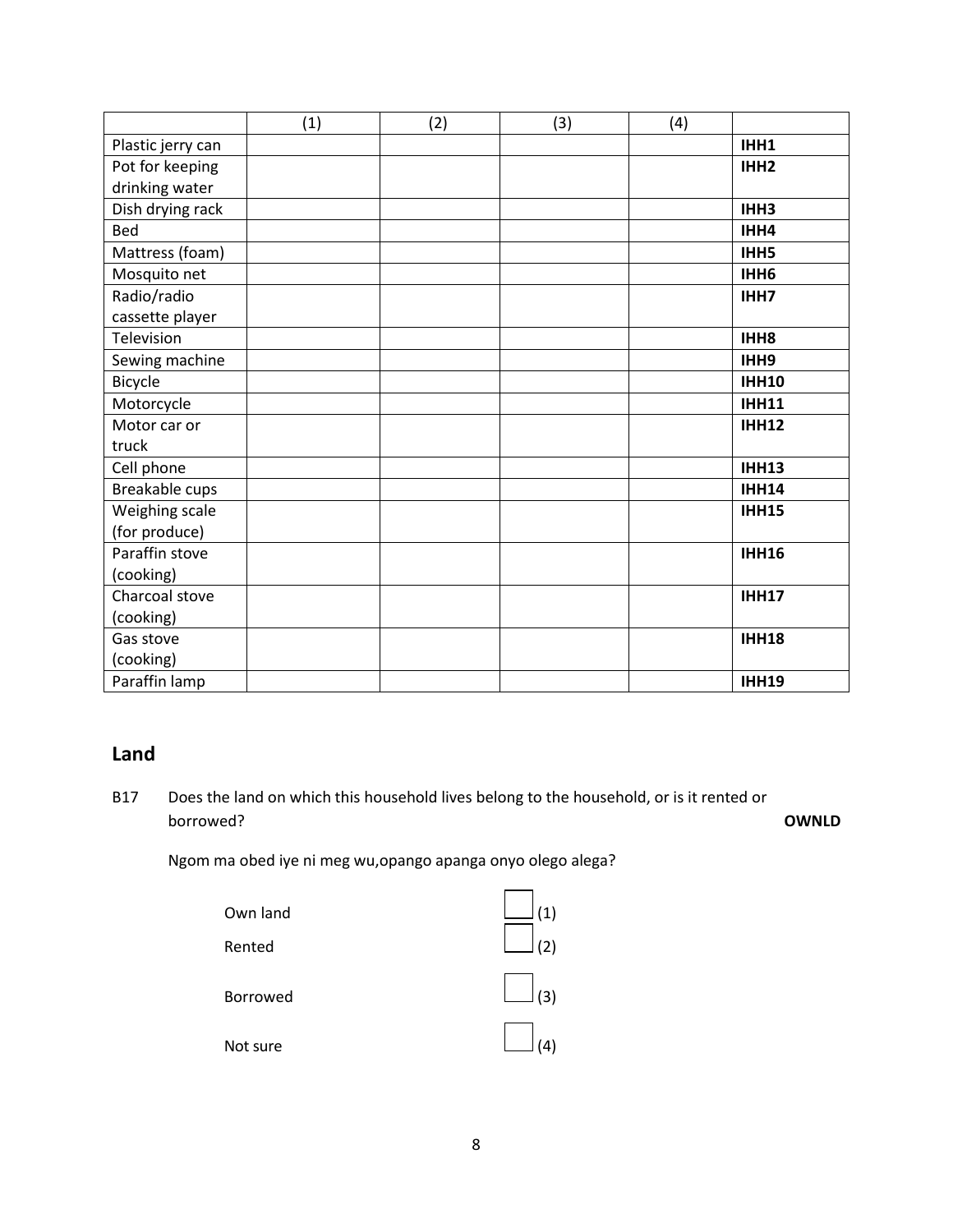| | (1) | (2) | (3) | (4) | |
|---|---|---|---|---|---|
| Plastic jerry can | | | | | **IHH1** |
| Pot for keeping drinking water | | | | | **IHH2** |
| Dish drying rack | | | | | **IHH3** |
| Bed | | | | | **IHH4** |
| Mattress (foam) | | | | | **IHH5** |
| Mosquito net | | | | | **IHH6** |
| Radio/radio cassette player | | | | | **IHH7** |
| Television | | | | | **IHH8** |
| Sewing machine | | | | | **IHH9** |
| Bicycle | | | | | **IHH10** |
| Motorcycle | | | | | **IHH11** |
| Motor car or truck | | | | | **IHH12** |
| Cell phone | | | | | **IHH13** |
| Breakable cups | | | | | **IHH14** |
| Weighing scale (for produce) | | | | | **IHH15** |
| Paraffin stove (cooking) | | | | | **IHH16** |
| Charcoal stove (cooking) | | | | | **IHH17** |
| Gas stove (cooking) | | | | | **IHH18** |
| Paraffin lamp | | | | | **IHH19** |

## Land

B17 Does the land on which this household lives belong to the household, or is it rented or borrowed? **OWNLD**

Ngom ma obed iye ni meg wu,opango apanga onyo olego alega?

- Own land ☐ (1)
- Rented ☐ (2)
- Borrowed ☐ (3)
- Not sure ☐ (4)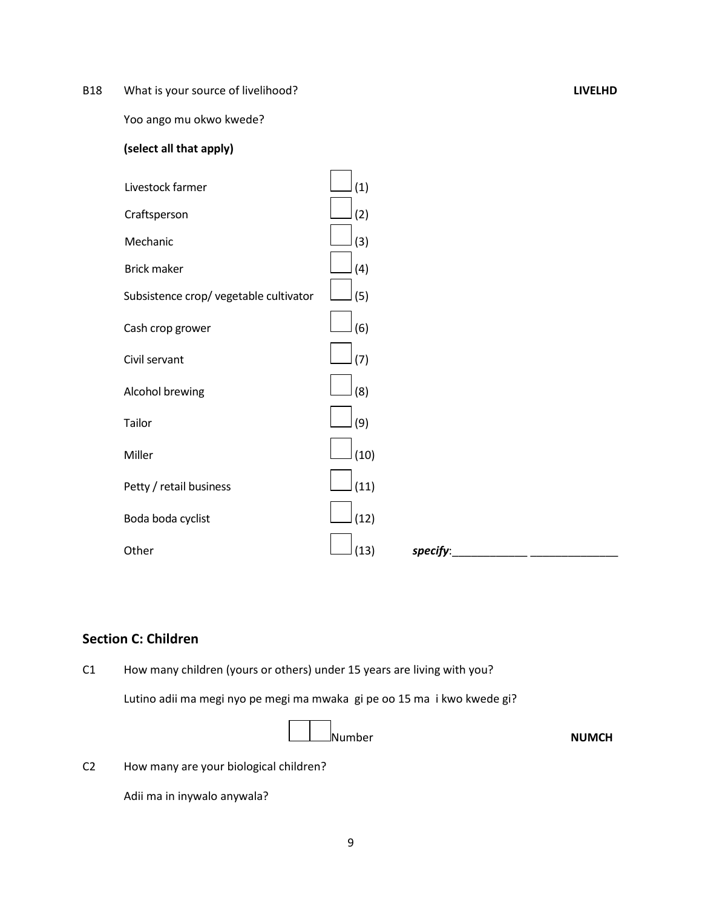B18 What is your source of livelihood? **LIVELHD**

Yoo ango mu okwo kwede?

**(select all that apply)**

| | | |
|---|---|---|
| Livestock farmer | ☐ (1) | |
| Craftsperson | ☐ (2) | |
| Mechanic | ☐ (3) | |
| Brick maker | ☐ (4) | |
| Subsistence crop/ vegetable cultivator | ☐ (5) | |
| Cash crop grower | ☐ (6) | |
| Civil servant | ☐ (7) | |
| Alcohol brewing | ☐ (8) | |
| Tailor | ☐ (9) | |
| Miller | ☐ (10) | |
| Petty / retail business | ☐ (11) | |
| Boda boda cyclist | ☐ (12) | |
| Other | ☐ (13) | ***specify***:____________ ______________ |

## Section C: Children

C1 How many children (yours or others) under 15 years are living with you?

Lutino adii ma megi nyo pe megi ma mwaka gi pe oo 15 ma i kwo kwede gi?

☐☐ Number **NUMCH**

C2 How many are your biological children?

Adii ma in inywalo anywala?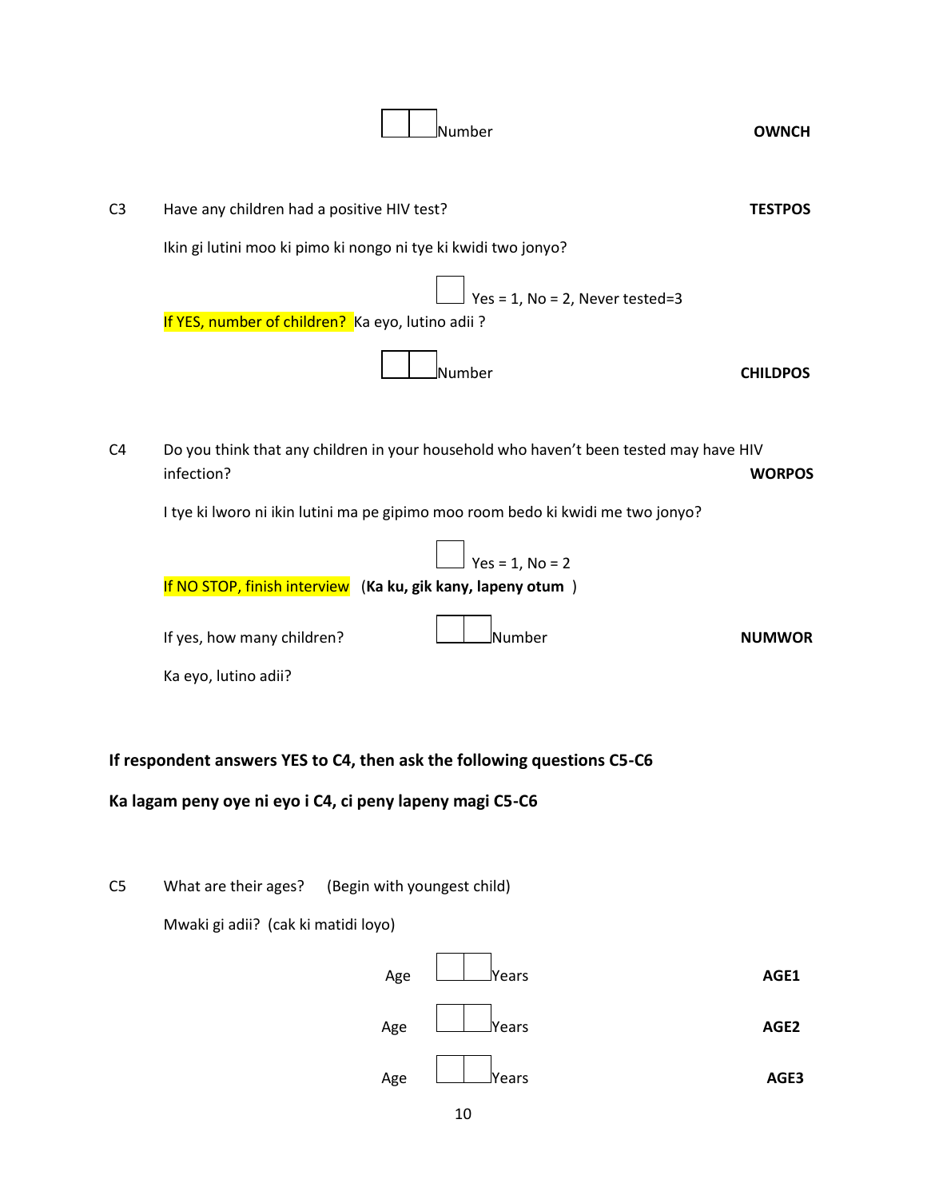☐☐ Number **OWNCH**

C3 Have any children had a positive HIV test? **TESTPOS**

Ikin gi lutini moo ki pimo ki nongo ni tye ki kwidi two jonyo?

☐ Yes = 1, No = 2, Never tested=3

If YES, number of children? Ka eyo, lutino adii ?

☐☐ Number **CHILDPOS**

C4 Do you think that any children in your household who haven't been tested may have HIV infection? **WORPOS**

I tye ki lworo ni ikin lutini ma pe gipimo moo room bedo ki kwidi me two jonyo?

☐ Yes = 1, No = 2

If NO STOP, finish interview (**Ka ku, gik kany, lapeny otum** )

If yes, how many children? ☐☐ Number **NUMWOR**

Ka eyo, lutino adii?

**If respondent answers YES to C4, then ask the following questions C5-C6**

**Ka lagam peny oye ni eyo i C4, ci peny lapeny magi C5-C6**

C5 What are their ages? (Begin with youngest child)

Mwaki gi adii? (cak ki matidi loyo)

Age ☐☐ Years **AGE1**

Age ☐☐ Years **AGE2**

Age ☐☐ Years **AGE3**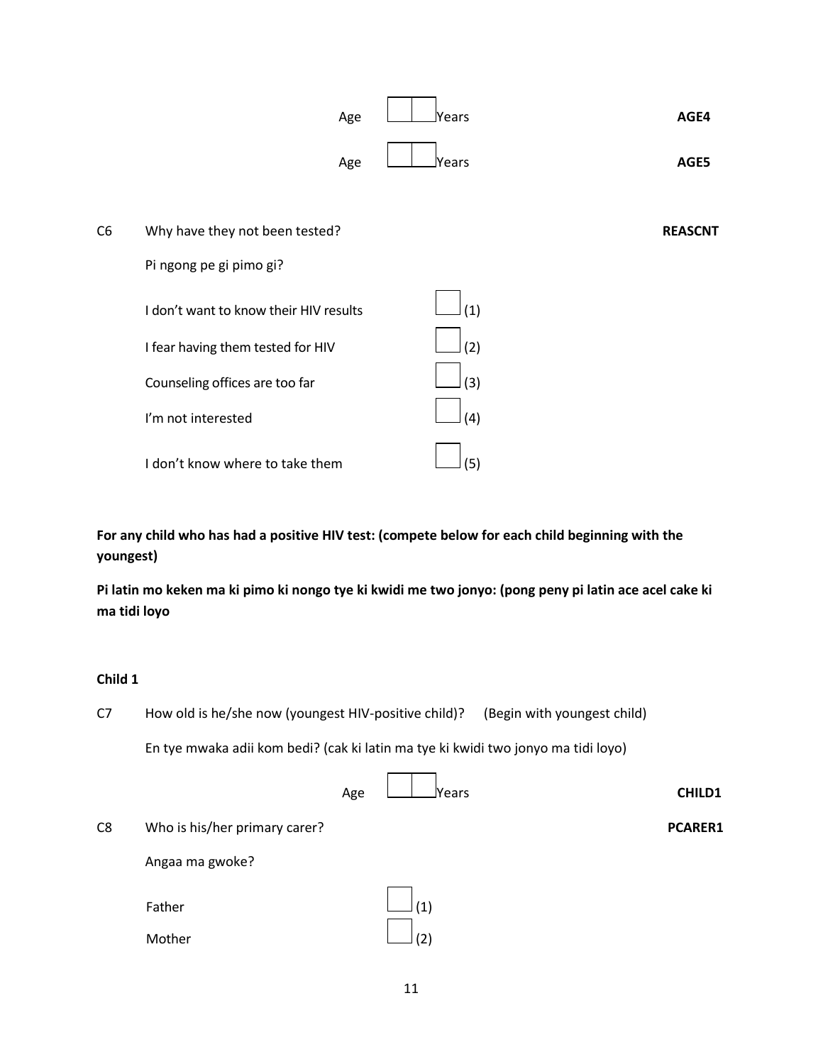Age ☐☐ Years **AGE4**

Age ☐☐ Years **AGE5**

C6 Why have they not been tested? **REASCNT**

Pi ngong pe gi pimo gi?

- I don't want to know their HIV results ☐ (1)
- I fear having them tested for HIV ☐ (2)
- Counseling offices are too far ☐ (3)
- I'm not interested ☐ (4)
- I don't know where to take them ☐ (5)

**For any child who has had a positive HIV test: (compete below for each child beginning with the youngest)**

**Pi latin mo keken ma ki pimo ki nongo tye ki kwidi me two jonyo: (pong peny pi latin ace acel cake ki ma tidi loyo**

**Child 1**

C7 How old is he/she now (youngest HIV-positive child)? (Begin with youngest child)

En tye mwaka adii kom bedi? (cak ki latin ma tye ki kwidi two jonyo ma tidi loyo)

Age ☐☐ Years **CHILD1**

C8 Who is his/her primary carer? **PCARER1**

Angaa ma gwoke?

- Father ☐ (1)
- Mother ☐ (2)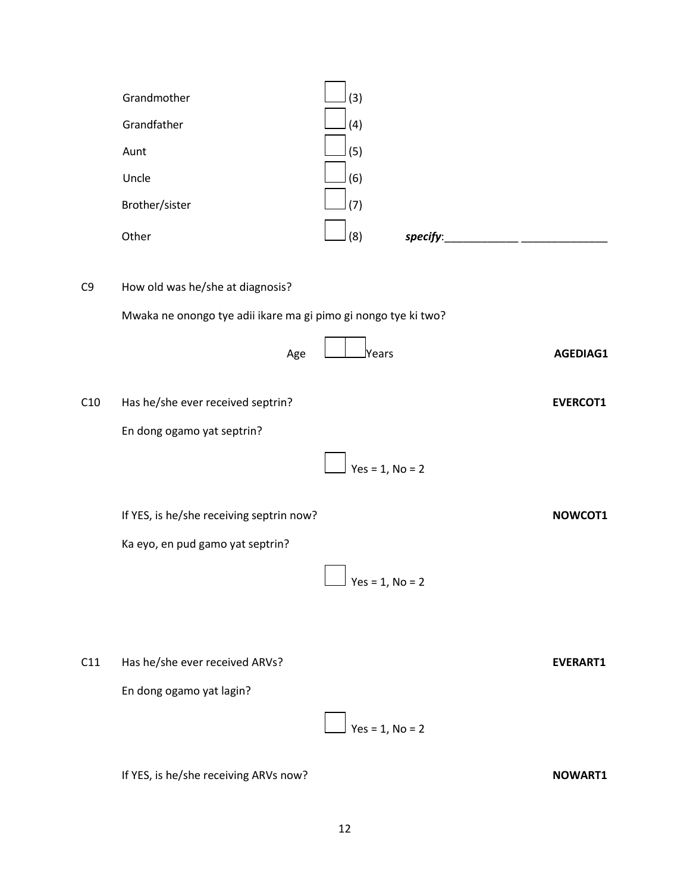| | | |
|---|---|---|
| Grandmother | ☐ (3) | |
| Grandfather | ☐ (4) | |
| Aunt | ☐ (5) | |
| Uncle | ☐ (6) | |
| Brother/sister | ☐ (7) | |
| Other | ☐ (8) | ***specify***:____________ ______________ |

C9 How old was he/she at diagnosis?

Mwaka ne onongo tye adii ikare ma gi pimo gi nongo tye ki two?

Age ☐☐ Years **AGEDIAG1**

C10 Has he/she ever received septrin? **EVERCOT1**

En dong ogamo yat septrin?

☐ Yes = 1, No = 2

If YES, is he/she receiving septrin now? **NOWCOT1**

Ka eyo, en pud gamo yat septrin?

☐ Yes = 1, No = 2

C11 Has he/she ever received ARVs? **EVERART1**

En dong ogamo yat lagin?

☐ Yes = 1, No = 2

If YES, is he/she receiving ARVs now? **NOWART1**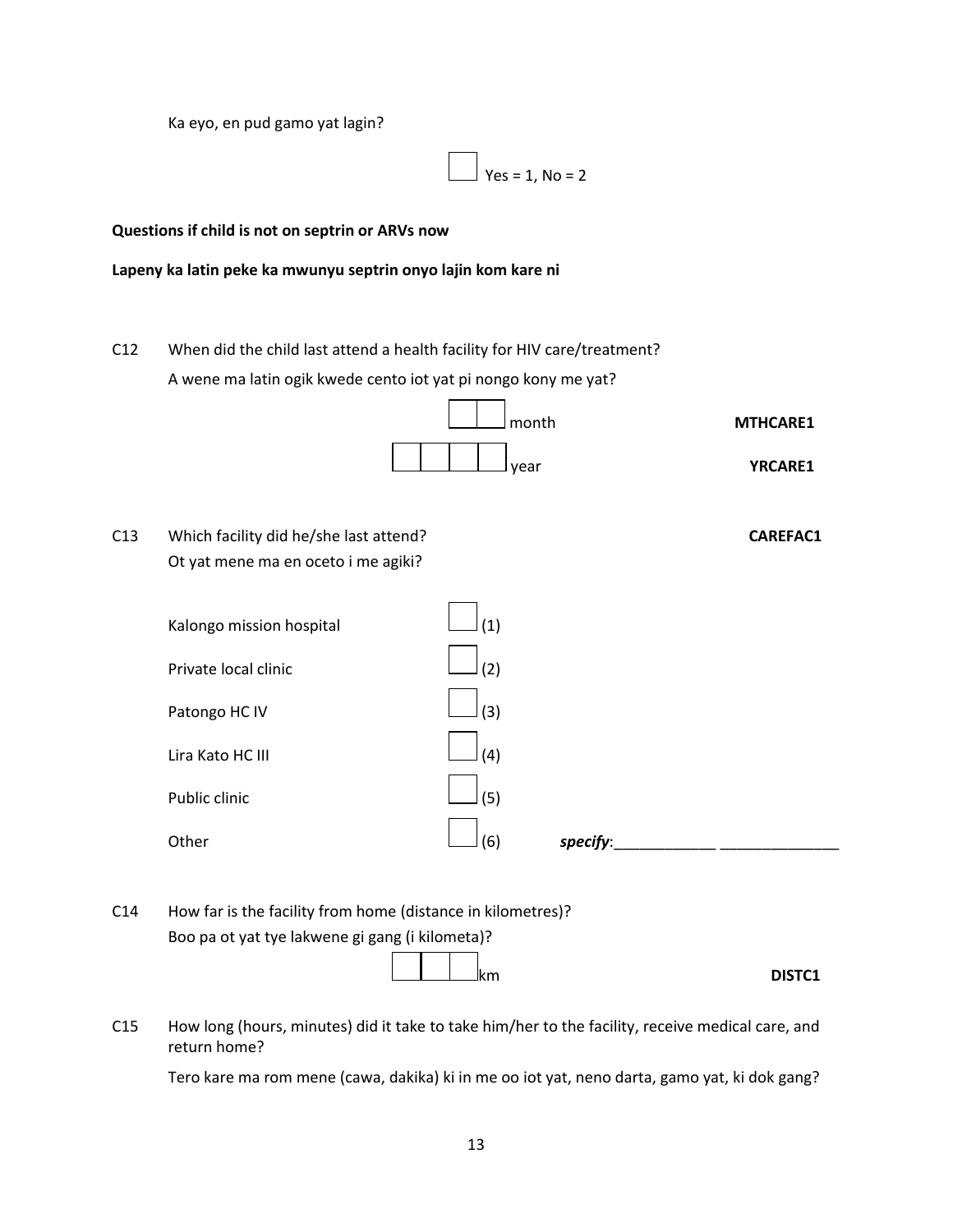Ka eyo, en pud gamo yat lagin?

☐ Yes = 1, No = 2

**Questions if child is not on septrin or ARVs now**

**Lapeny ka latin peke ka mwunyu septrin onyo lajin kom kare ni**

C12 When did the child last attend a health facility for HIV care/treatment?

A wene ma latin ogik kwede cento iot yat pi nongo kony me yat?

☐☐ month **MTHCARE1**

☐☐☐☐ year **YRCARE1**

C13 Which facility did he/she last attend? **CAREFAC1**

Ot yat mene ma en oceto i me agiki?

| | |
|---|---|
| Kalongo mission hospital | ☐ (1) |
| Private local clinic | ☐ (2) |
| Patongo HC IV | ☐ (3) |
| Lira Kato HC III | ☐ (4) |
| Public clinic | ☐ (5) |
| Other | ☐ (6) ***specify***:____________ ______________ |

C14 How far is the facility from home (distance in kilometres)?

Boo pa ot yat tye lakwene gi gang (i kilometa)?

☐☐☐ km **DISTC1**

C15 How long (hours, minutes) did it take to take him/her to the facility, receive medical care, and return home?

Tero kare ma rom mene (cawa, dakika) ki in me oo iot yat, neno darta, gamo yat, ki dok gang?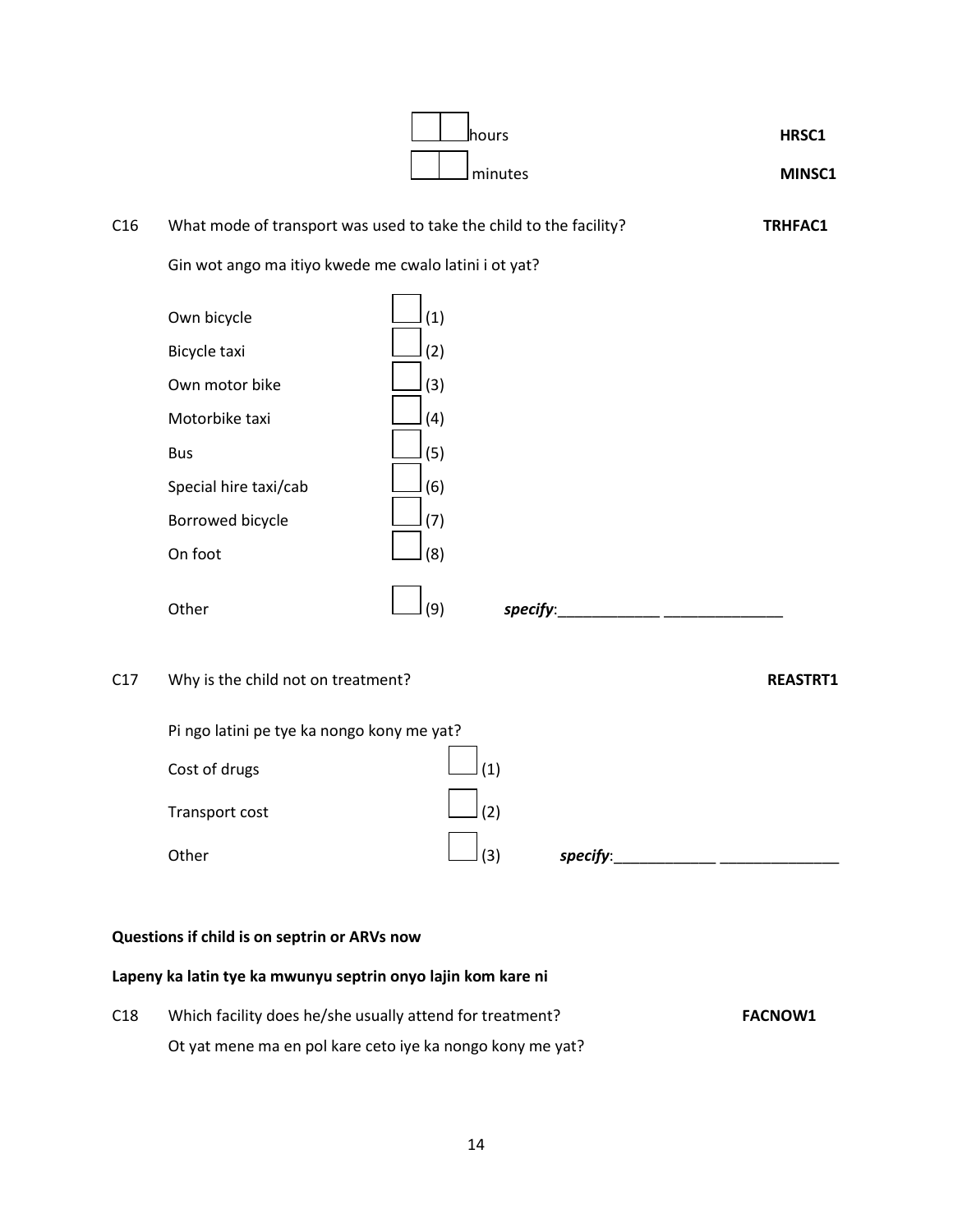| | | |
|---|---|---|
| ☐☐ hours | | HRSC1 |
| ☐☐ minutes | | MINSC1 |

C16 What mode of transport was used to take the child to the facility? **TRHFAC1**

Gin wot ango ma itiyo kwede me cwalo latini i ot yat?

| | |
|---|---|
| Own bicycle | ☐ (1) |
| Bicycle taxi | ☐ (2) |
| Own motor bike | ☐ (3) |
| Motorbike taxi | ☐ (4) |
| Bus | ☐ (5) |
| Special hire taxi/cab | ☐ (6) |
| Borrowed bicycle | ☐ (7) |
| On foot | ☐ (8) |
| Other | ☐ (9) ***specify***:____________ ______________ |

C17 Why is the child not on treatment? **REASTRT1**

Pi ngo latini pe tye ka nongo kony me yat?

| | |
|---|---|
| Cost of drugs | ☐ (1) |
| Transport cost | ☐ (2) |
| Other | ☐ (3) ***specify***:____________ ______________ |

**Questions if child is on septrin or ARVs now**

**Lapeny ka latin tye ka mwunyu septrin onyo lajin kom kare ni**

C18 Which facility does he/she usually attend for treatment? **FACNOW1**

Ot yat mene ma en pol kare ceto iye ka nongo kony me yat?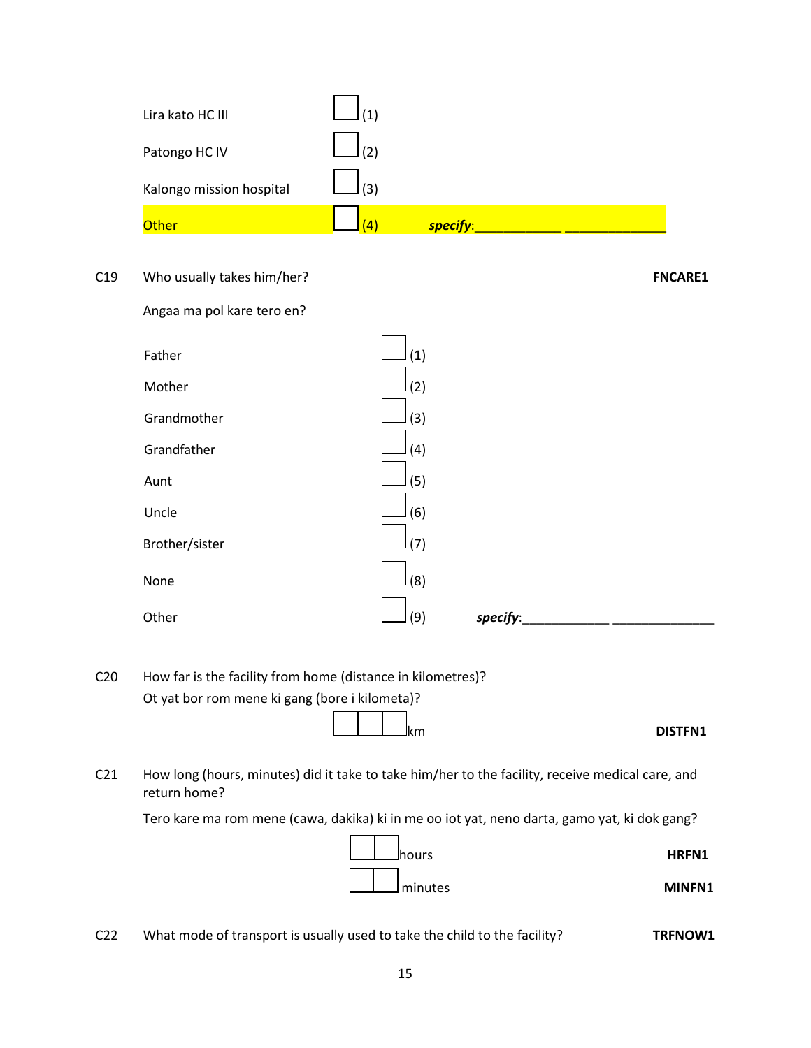Lira kato HC III ☐ (1)

Patongo HC IV ☐ (2)

Kalongo mission hospital ☐ (3)

Other ☐ (4) ***specify***:____________ ______________

C19 Who usually takes him/her? **FNCARE1**

Angaa ma pol kare tero en?

Father ☐ (1)

Mother ☐ (2)

Grandmother ☐ (3)

Grandfather ☐ (4)

Aunt ☐ (5)

Uncle ☐ (6)

Brother/sister ☐ (7)

None ☐ (8)

Other ☐ (9) ***specify***:____________ ______________

C20 How far is the facility from home (distance in kilometres)?

Ot yat bor rom mene ki gang (bore i kilometa)?

☐☐☐ km **DISTFN1**

C21 How long (hours, minutes) did it take to take him/her to the facility, receive medical care, and return home?

Tero kare ma rom mene (cawa, dakika) ki in me oo iot yat, neno darta, gamo yat, ki dok gang?

☐☐ hours **HRFN1**

☐☐ minutes **MINFN1**

C22 What mode of transport is usually used to take the child to the facility? **TRFNOW1**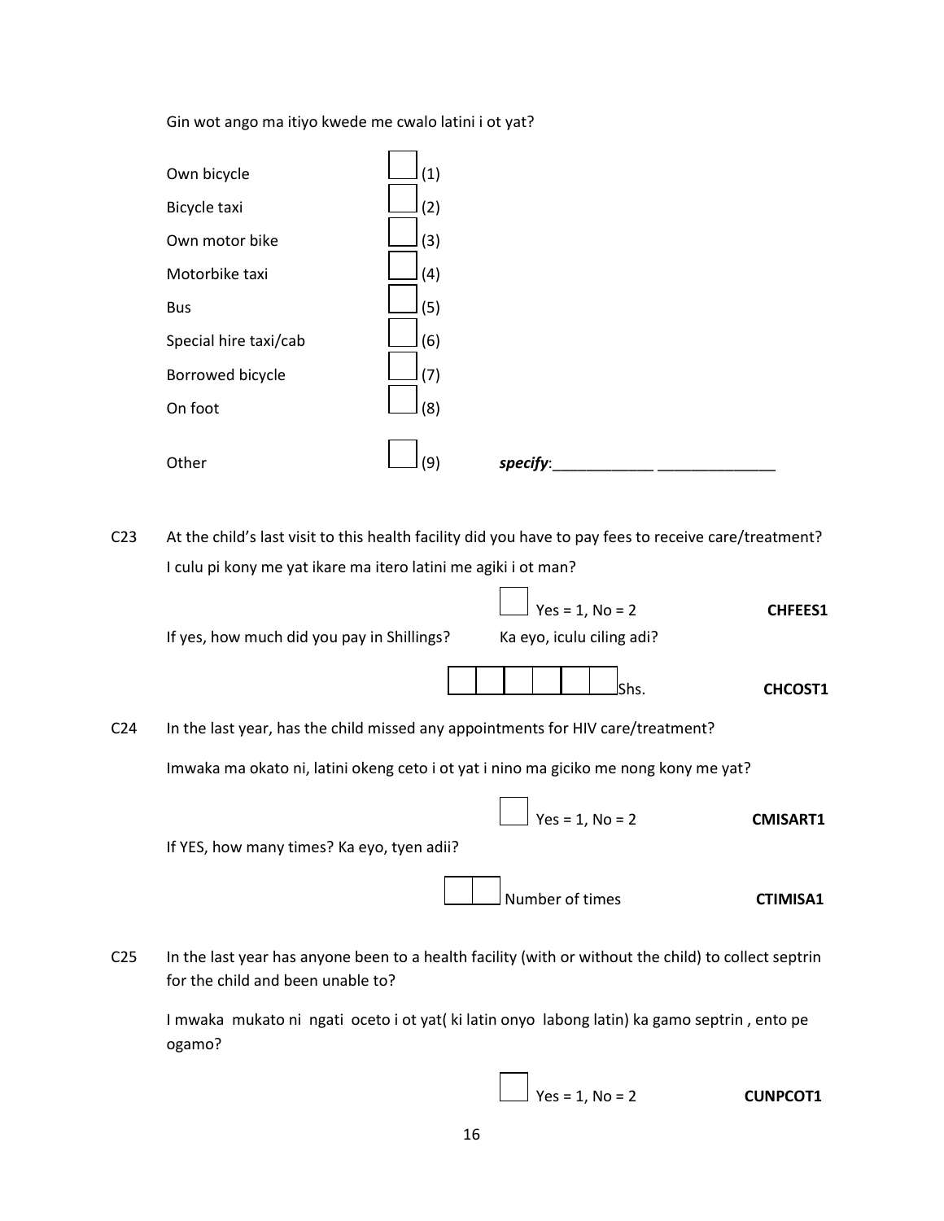Gin wot ango ma itiyo kwede me cwalo latini i ot yat?

| | | |
|---|---|---|
| Own bicycle | ☐ (1) | |
| Bicycle taxi | ☐ (2) | |
| Own motor bike | ☐ (3) | |
| Motorbike taxi | ☐ (4) | |
| Bus | ☐ (5) | |
| Special hire taxi/cab | ☐ (6) | |
| Borrowed bicycle | ☐ (7) | |
| On foot | ☐ (8) | |
| Other | ☐ (9) | ***specify***:____________ ______________ |

C23 At the child's last visit to this health facility did you have to pay fees to receive care/treatment?
I culu pi kony me yat ikare ma itero latini me agiki i ot man?

☐ Yes = 1, No = 2 **CHFEES1**

If yes, how much did you pay in Shillings? Ka eyo, iculu ciling adi?

☐☐☐☐☐☐ Shs. **CHCOST1**

C24 In the last year, has the child missed any appointments for HIV care/treatment?

Imwaka ma okato ni, latini okeng ceto i ot yat i nino ma giciko me nong kony me yat?

☐ Yes = 1, No = 2 **CMISART1**

If YES, how many times? Ka eyo, tyen adii?

☐☐ Number of times **CTIMISA1**

C25 In the last year has anyone been to a health facility (with or without the child) to collect septrin for the child and been unable to?

I mwaka mukato ni ngati oceto i ot yat( ki latin onyo labong latin) ka gamo septrin , ento pe ogamo?

☐ Yes = 1, No = 2 **CUNPCOT1**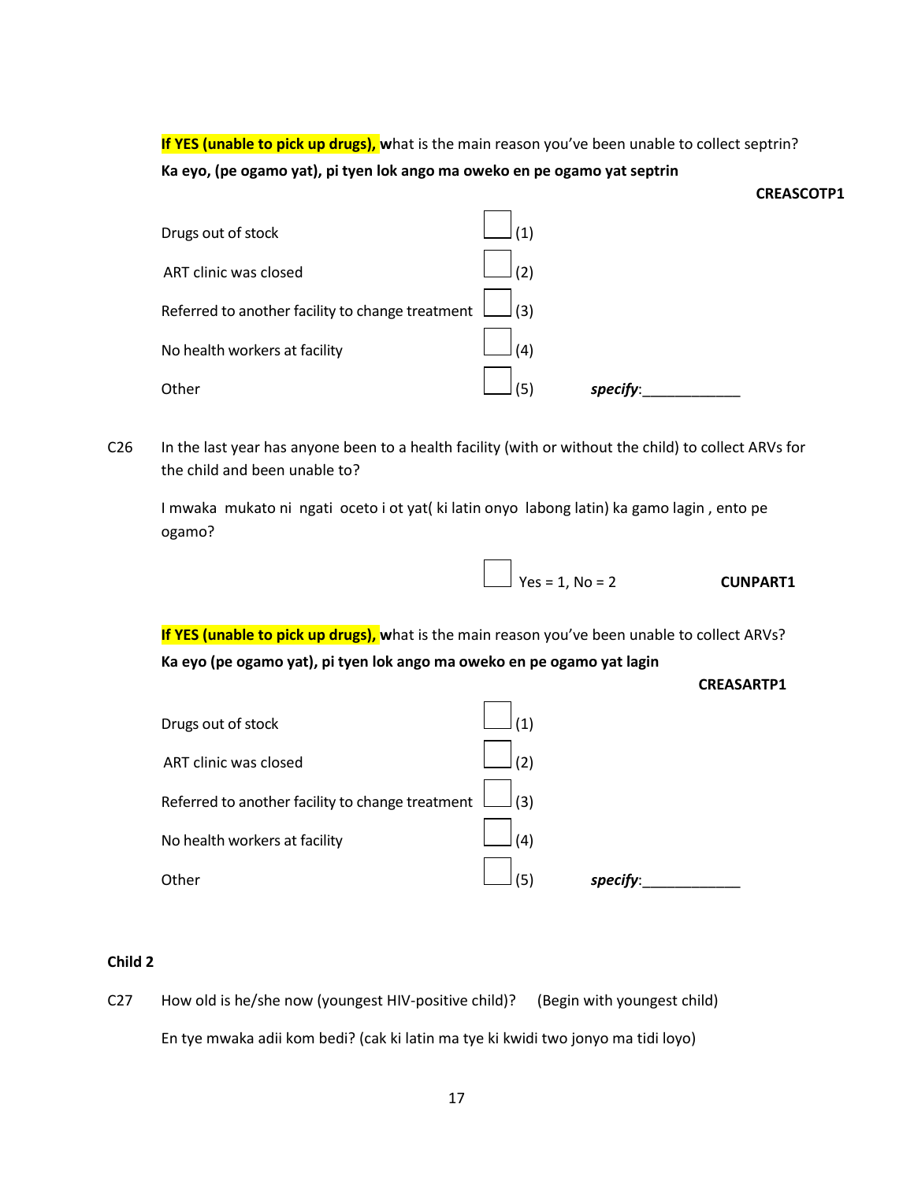**If YES (unable to pick up drugs), w**hat is the main reason you've been unable to collect septrin?

**Ka eyo, (pe ogamo yat), pi tyen lok ango ma oweko en pe ogamo yat septrin**

**CREASCOTP1**

| | | |
|---|---|---|
| Drugs out of stock | ☐ (1) | |
| ART clinic was closed | ☐ (2) | |
| Referred to another facility to change treatment | ☐ (3) | |
| No health workers at facility | ☐ (4) | |
| Other | ☐ (5) | *specify*:____________ |

C26 In the last year has anyone been to a health facility (with or without the child) to collect ARVs for the child and been unable to?

I mwaka mukato ni ngati oceto i ot yat( ki latin onyo labong latin) ka gamo lagin , ento pe ogamo?

☐ Yes = 1, No = 2 **CUNPART1**

**If YES (unable to pick up drugs), w**hat is the main reason you've been unable to collect ARVs?

**Ka eyo (pe ogamo yat), pi tyen lok ango ma oweko en pe ogamo yat lagin**

**CREASARTP1**

| | | |
|---|---|---|
| Drugs out of stock | ☐ (1) | |
| ART clinic was closed | ☐ (2) | |
| Referred to another facility to change treatment | ☐ (3) | |
| No health workers at facility | ☐ (4) | |
| Other | ☐ (5) | *specify*:____________ |

**Child 2**

C27 How old is he/she now (youngest HIV-positive child)? (Begin with youngest child)

En tye mwaka adii kom bedi? (cak ki latin ma tye ki kwidi two jonyo ma tidi loyo)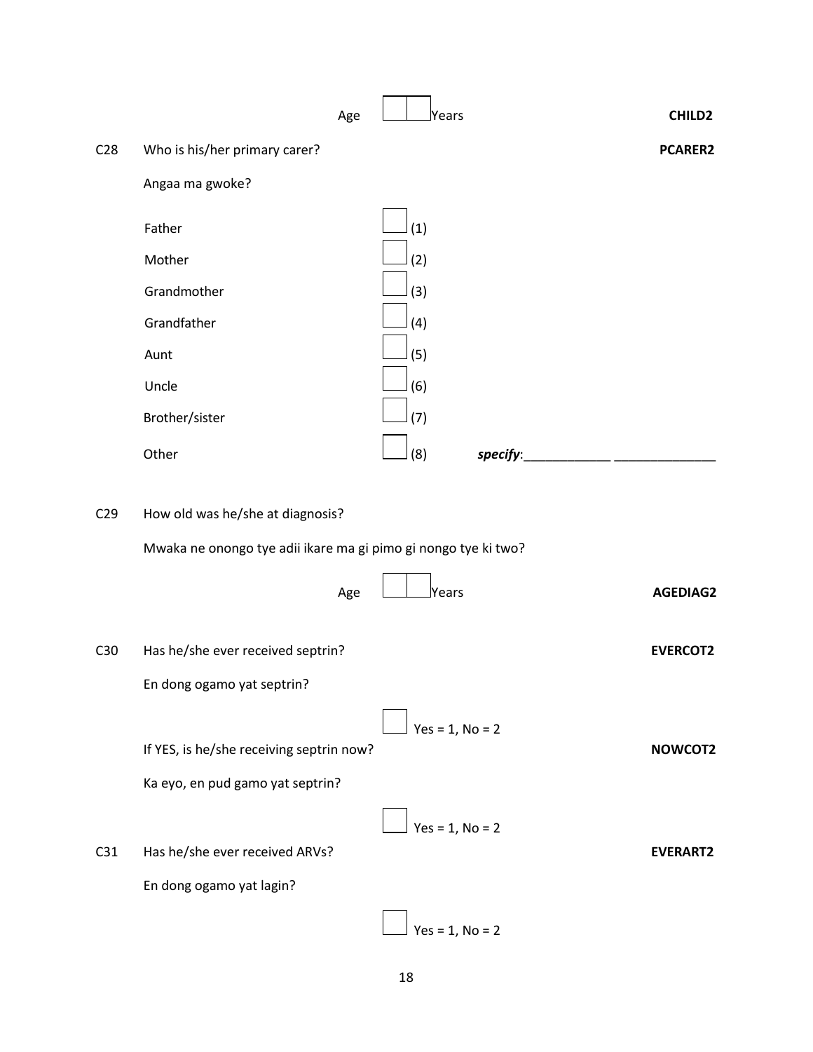Age ☐☐ Years **CHILD2**

C28 Who is his/her primary carer? **PCARER2**

Angaa ma gwoke?

| | |
|---|---|
| Father | ☐ (1) |
| Mother | ☐ (2) |
| Grandmother | ☐ (3) |
| Grandfather | ☐ (4) |
| Aunt | ☐ (5) |
| Uncle | ☐ (6) |
| Brother/sister | ☐ (7) |
| Other | ☐ (8) ***specify***:____________ ______________ |

C29 How old was he/she at diagnosis?

Mwaka ne onongo tye adii ikare ma gi pimo gi nongo tye ki two?

Age ☐☐ Years **AGEDIAG2**

C30 Has he/she ever received septrin? **EVERCOT2**

En dong ogamo yat septrin?

☐ Yes = 1, No = 2

If YES, is he/she receiving septrin now? **NOWCOT2**

Ka eyo, en pud gamo yat septrin?

☐ Yes = 1, No = 2

C31 Has he/she ever received ARVs? **EVERART2**

En dong ogamo yat lagin?

☐ Yes = 1, No = 2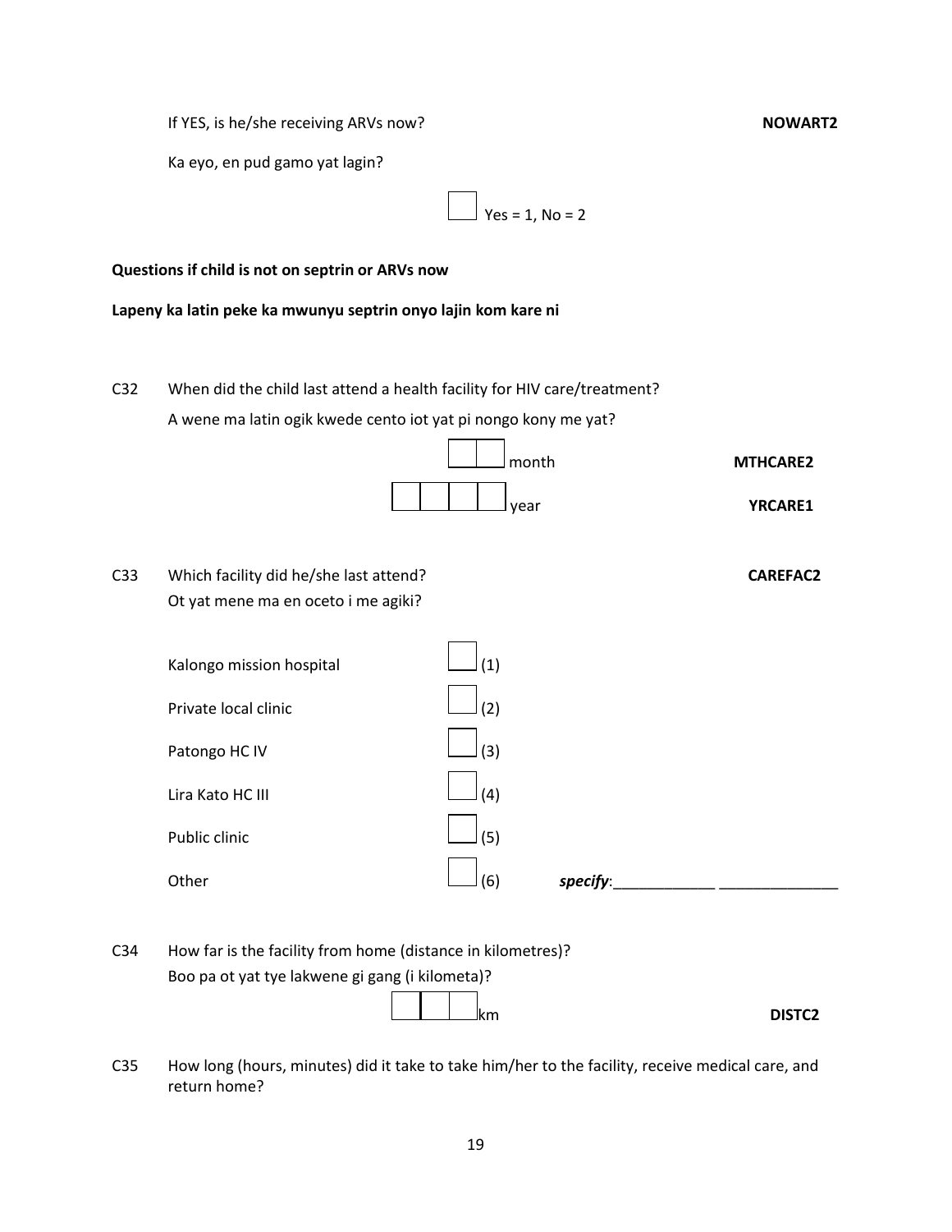If YES, is he/she receiving ARVs now? **NOWART2**

Ka eyo, en pud gamo yat lagin?

☐ Yes = 1, No = 2

**Questions if child is not on septrin or ARVs now**

**Lapeny ka latin peke ka mwunyu septrin onyo lajin kom kare ni**

C32 When did the child last attend a health facility for HIV care/treatment?
A wene ma latin ogik kwede cento iot yat pi nongo kony me yat?

☐☐ month **MTHCARE2**

☐☐☐☐ year **YRCARE1**

C33 Which facility did he/she last attend? **CAREFAC2**
Ot yat mene ma en oceto i me agiki?

| | |
|---|---|
| Kalongo mission hospital | ☐ (1) |
| Private local clinic | ☐ (2) |
| Patongo HC IV | ☐ (3) |
| Lira Kato HC III | ☐ (4) |
| Public clinic | ☐ (5) |
| Other | ☐ (6) ***specify***:____________ ______________ |

C34 How far is the facility from home (distance in kilometres)?
Boo pa ot yat tye lakwene gi gang (i kilometa)?

☐☐☐ km **DISTC2**

C35 How long (hours, minutes) did it take to take him/her to the facility, receive medical care, and return home?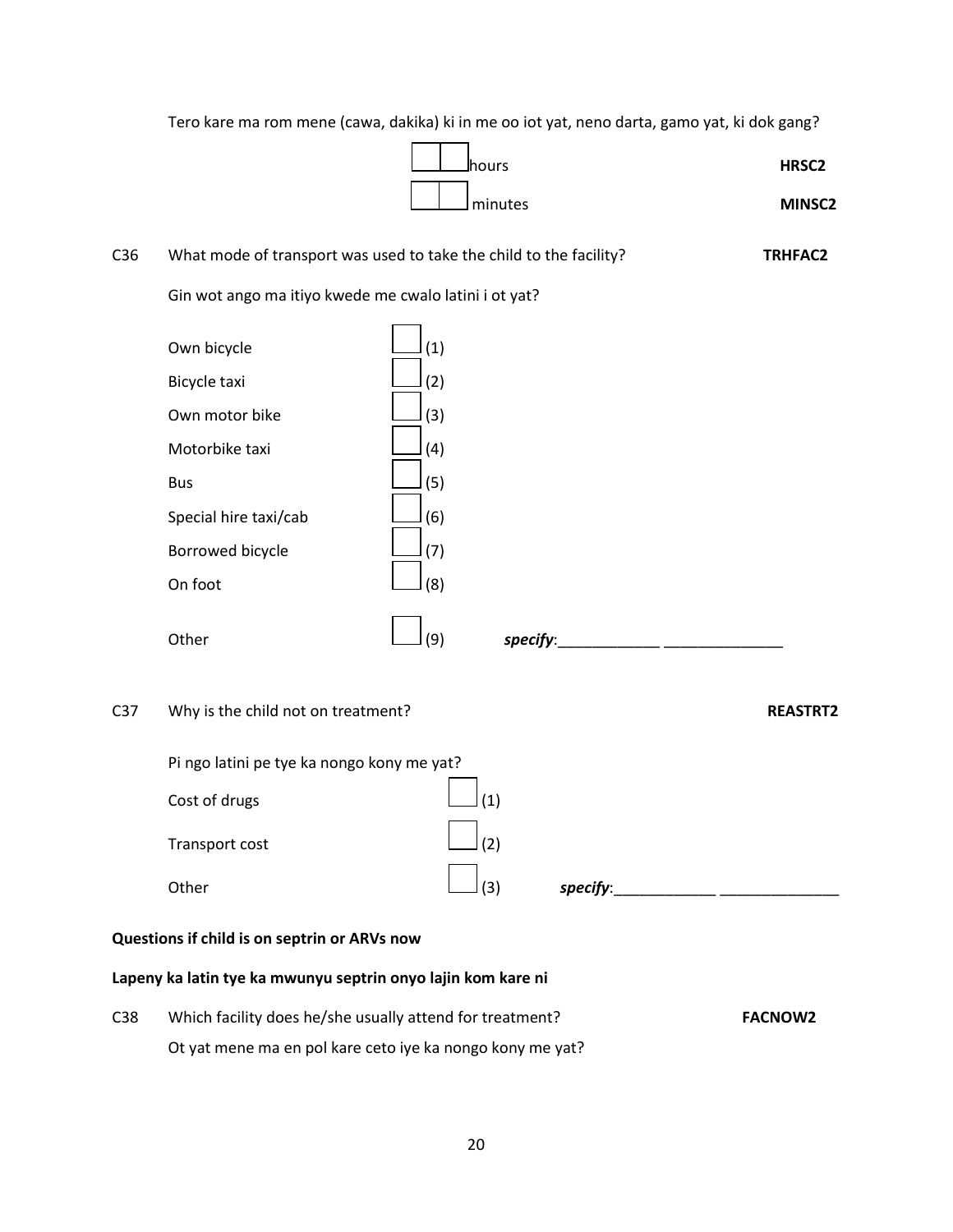Tero kare ma rom mene (cawa, dakika) ki in me oo iot yat, neno darta, gamo yat, ki dok gang?

| | | |
|---|---|---|
| ☐☐ | hours | **HRSC2** |
| ☐☐ | minutes | **MINSC2** |

C36 What mode of transport was used to take the child to the facility? **TRHFAC2**

Gin wot ango ma itiyo kwede me cwalo latini i ot yat?

| | |
|---|---|
| Own bicycle | ☐ (1) |
| Bicycle taxi | ☐ (2) |
| Own motor bike | ☐ (3) |
| Motorbike taxi | ☐ (4) |
| Bus | ☐ (5) |
| Special hire taxi/cab | ☐ (6) |
| Borrowed bicycle | ☐ (7) |
| On foot | ☐ (8) |
| Other | ☐ (9) ***specify***:____________ ______________ |

C37 Why is the child not on treatment? **REASTRT2**

Pi ngo latini pe tye ka nongo kony me yat?

| | |
|---|---|
| Cost of drugs | ☐ (1) |
| Transport cost | ☐ (2) |
| Other | ☐ (3) ***specify***:____________ ______________ |

**Questions if child is on septrin or ARVs now**

**Lapeny ka latin tye ka mwunyu septrin onyo lajin kom kare ni**

C38 Which facility does he/she usually attend for treatment? **FACNOW2**

Ot yat mene ma en pol kare ceto iye ka nongo kony me yat?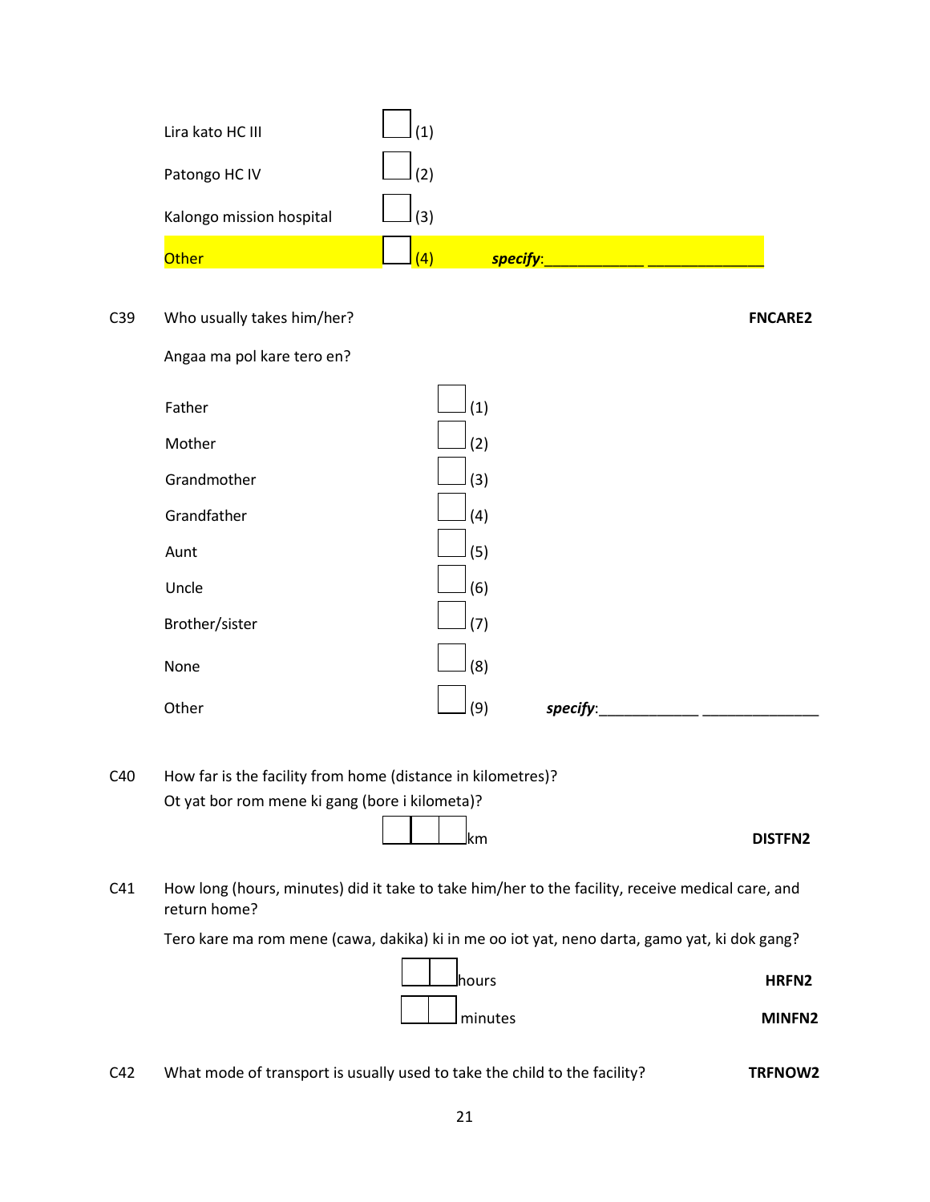Lira kato HC III ☐ (1)

Patongo HC IV ☐ (2)

Kalongo mission hospital ☐ (3)

Other ☐ (4) *specify*:____________ ______________

C39 Who usually takes him/her? **FNCARE2**

Angaa ma pol kare tero en?

Father ☐ (1)

Mother ☐ (2)

Grandmother ☐ (3)

Grandfather ☐ (4)

Aunt ☐ (5)

Uncle ☐ (6)

Brother/sister ☐ (7)

None ☐ (8)

Other ☐ (9) *specify*:____________ ______________

C40 How far is the facility from home (distance in kilometres)?
Ot yat bor rom mene ki gang (bore i kilometa)?

☐☐☐ km **DISTFN2**

C41 How long (hours, minutes) did it take to take him/her to the facility, receive medical care, and return home?

Tero kare ma rom mene (cawa, dakika) ki in me oo iot yat, neno darta, gamo yat, ki dok gang?

☐☐ hours **HRFN2**

☐☐ minutes **MINFN2**

C42 What mode of transport is usually used to take the child to the facility? **TRFNOW2**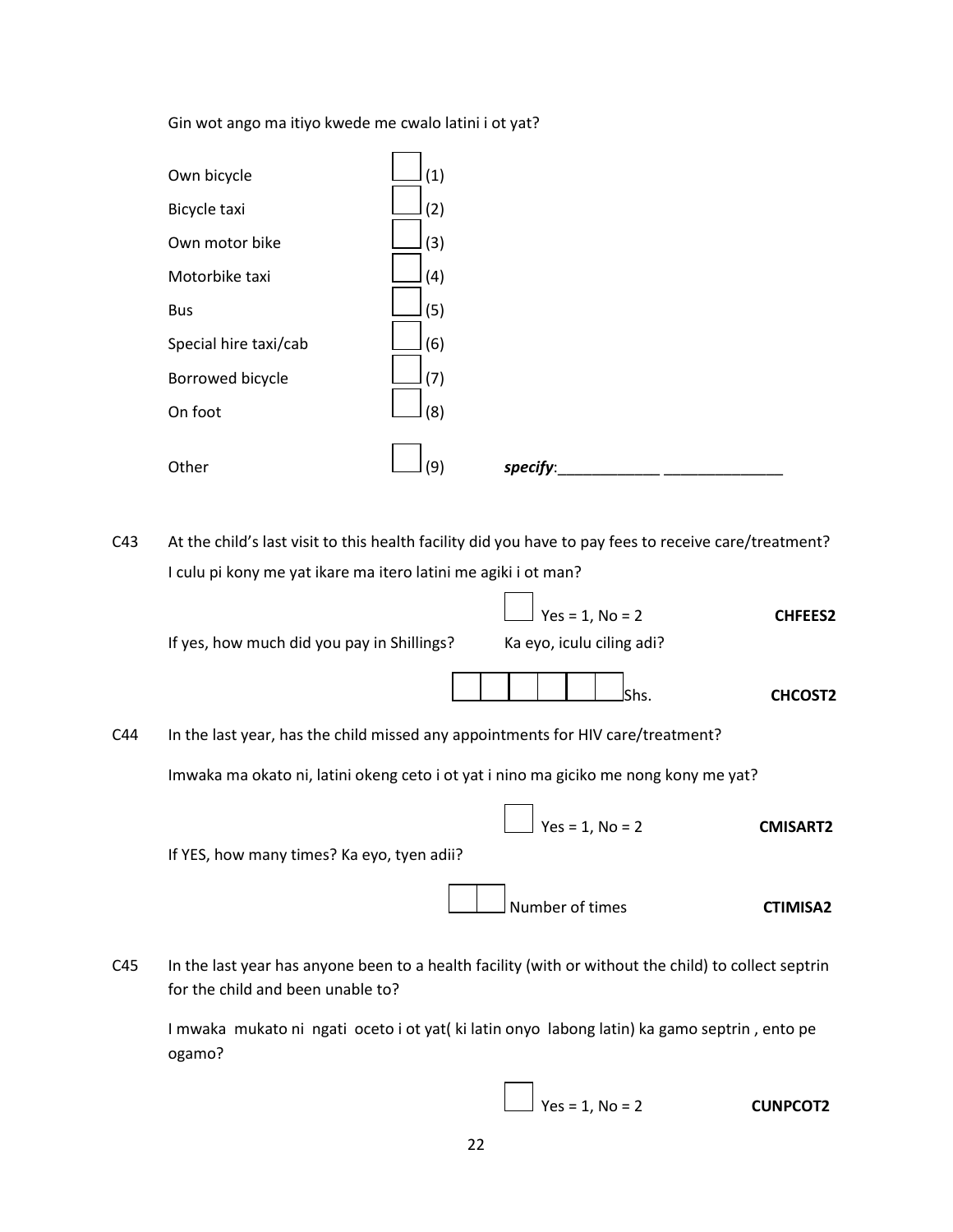Gin wot ango ma itiyo kwede me cwalo latini i ot yat?

| | | |
|---|---|---|
| Own bicycle | ☐ (1) | |
| Bicycle taxi | ☐ (2) | |
| Own motor bike | ☐ (3) | |
| Motorbike taxi | ☐ (4) | |
| Bus | ☐ (5) | |
| Special hire taxi/cab | ☐ (6) | |
| Borrowed bicycle | ☐ (7) | |
| On foot | ☐ (8) | |
| Other | ☐ (9) | ***specify***:____________ ______________ |

C43 At the child's last visit to this health facility did you have to pay fees to receive care/treatment?
I culu pi kony me yat ikare ma itero latini me agiki i ot man?

☐ Yes = 1, No = 2 **CHFEES2**

If yes, how much did you pay in Shillings? Ka eyo, iculu ciling adi?

☐☐☐☐☐☐ Shs. **CHCOST2**

C44 In the last year, has the child missed any appointments for HIV care/treatment?

Imwaka ma okato ni, latini okeng ceto i ot yat i nino ma giciko me nong kony me yat?

☐ Yes = 1, No = 2 **CMISART2**

If YES, how many times? Ka eyo, tyen adii?

☐☐ Number of times **CTIMISA2**

C45 In the last year has anyone been to a health facility (with or without the child) to collect septrin for the child and been unable to?

I mwaka mukato ni ngati oceto i ot yat( ki latin onyo labong latin) ka gamo septrin , ento pe ogamo?

☐ Yes = 1, No = 2 **CUNPCOT2**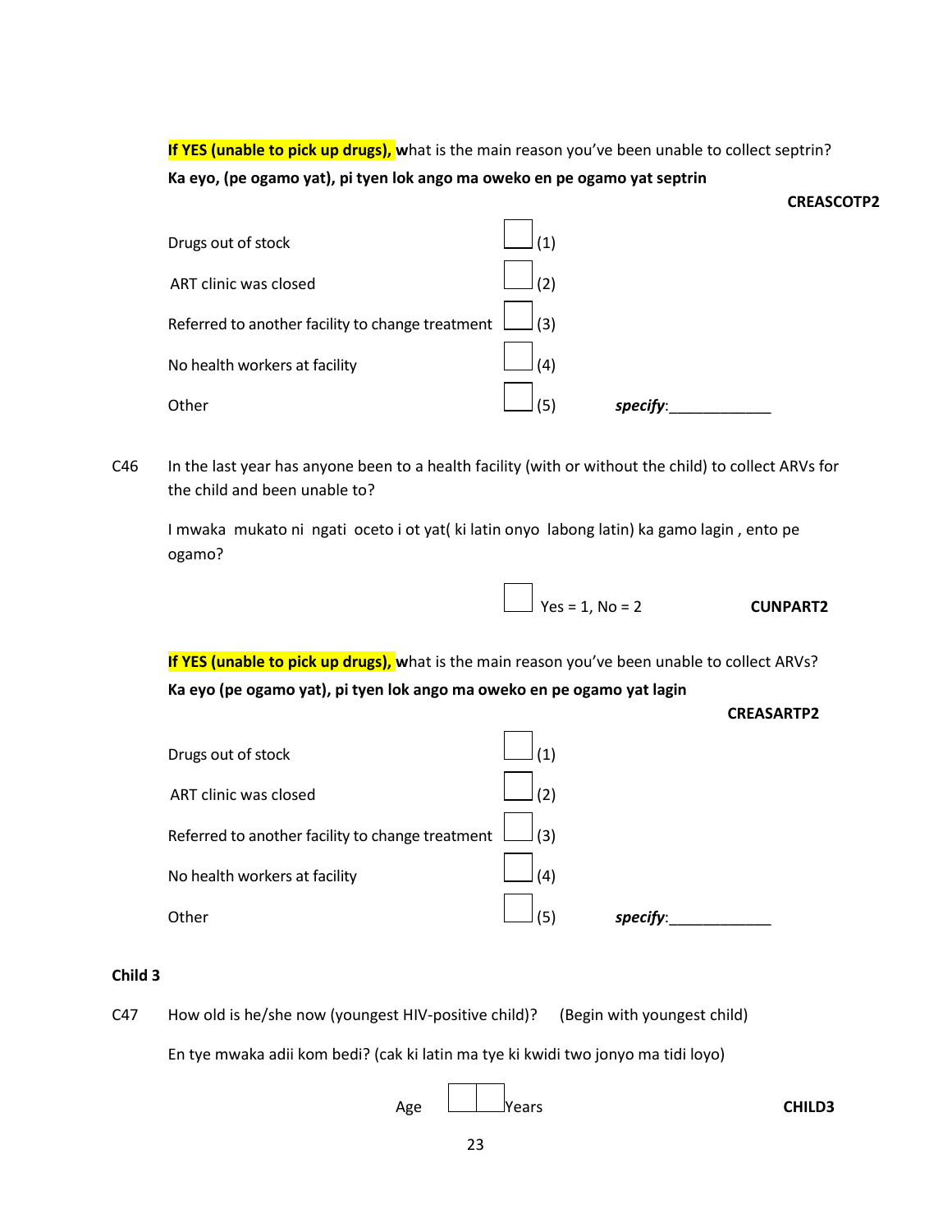**If YES (unable to pick up drugs), w**hat is the main reason you've been unable to collect septrin?

**Ka eyo, (pe ogamo yat), pi tyen lok ango ma oweko en pe ogamo yat septrin**

**CREASCOTP2**

| | | |
|---|---|---|
| Drugs out of stock | ☐ (1) | |
| ART clinic was closed | ☐ (2) | |
| Referred to another facility to change treatment | ☐ (3) | |
| No health workers at facility | ☐ (4) | |
| Other | ☐ (5) | *specify*:____________ |

C46 In the last year has anyone been to a health facility (with or without the child) to collect ARVs for the child and been unable to?

I mwaka mukato ni ngati oceto i ot yat( ki latin onyo labong latin) ka gamo lagin , ento pe ogamo?

☐ Yes = 1, No = 2 **CUNPART2**

**If YES (unable to pick up drugs), w**hat is the main reason you've been unable to collect ARVs?

**Ka eyo (pe ogamo yat), pi tyen lok ango ma oweko en pe ogamo yat lagin**

**CREASARTP2**

| | | |
|---|---|---|
| Drugs out of stock | ☐ (1) | |
| ART clinic was closed | ☐ (2) | |
| Referred to another facility to change treatment | ☐ (3) | |
| No health workers at facility | ☐ (4) | |
| Other | ☐ (5) | *specify*:____________ |

**Child 3**

C47 How old is he/she now (youngest HIV-positive child)? (Begin with youngest child)

En tye mwaka adii kom bedi? (cak ki latin ma tye ki kwidi two jonyo ma tidi loyo)

Age ☐☐ Years **CHILD3**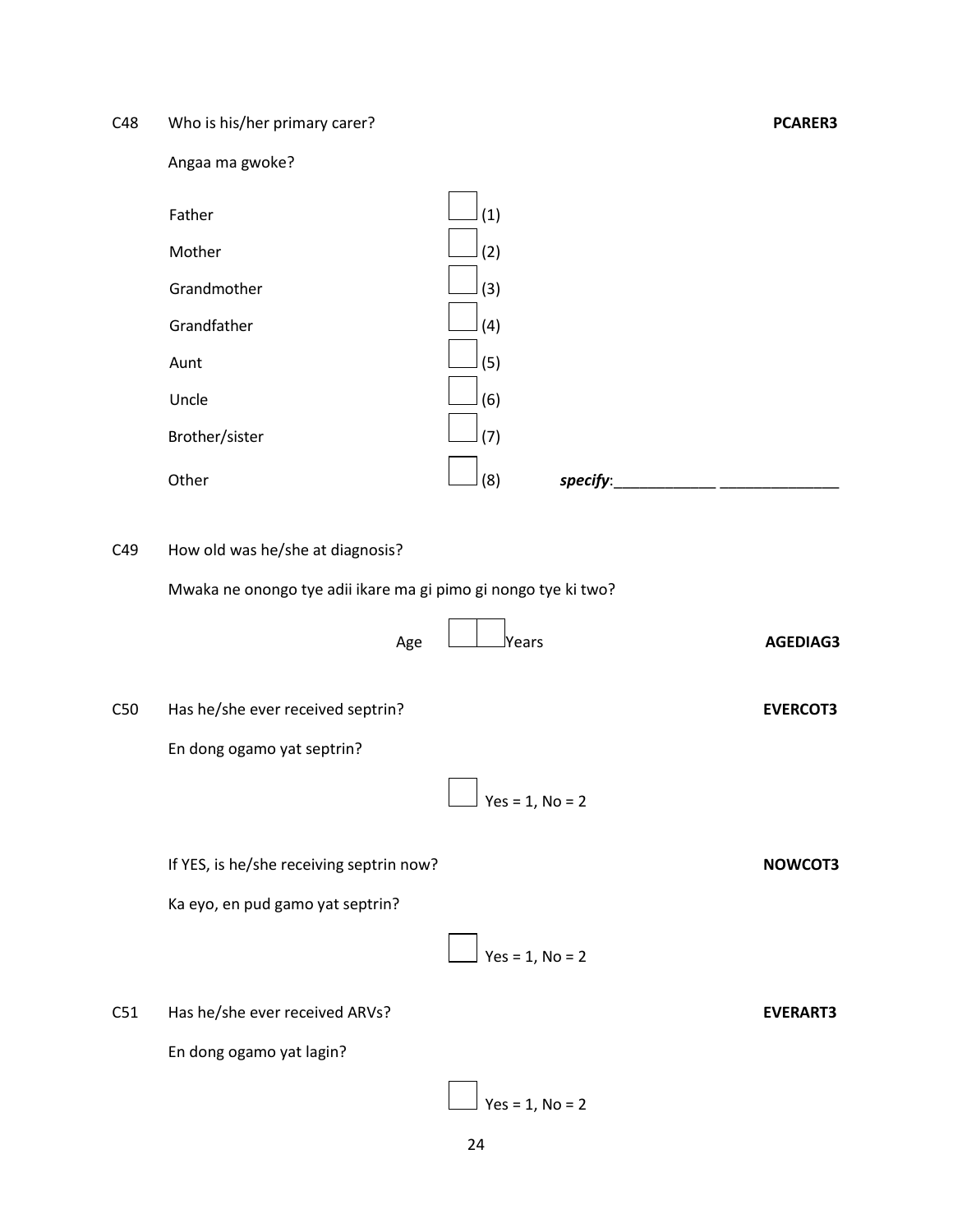C48 Who is his/her primary carer? **PCARER3**

Angaa ma gwoke?

| | | |
|---|---|---|
| Father | ☐ (1) | |
| Mother | ☐ (2) | |
| Grandmother | ☐ (3) | |
| Grandfather | ☐ (4) | |
| Aunt | ☐ (5) | |
| Uncle | ☐ (6) | |
| Brother/sister | ☐ (7) | |
| Other | ☐ (8) | ***specify***:____________ ______________ |

C49 How old was he/she at diagnosis?

Mwaka ne onongo tye adii ikare ma gi pimo gi nongo tye ki two?

Age ☐☐ Years **AGEDIAG3**

C50 Has he/she ever received septrin? **EVERCOT3**

En dong ogamo yat septrin?

☐ Yes = 1, No = 2

If YES, is he/she receiving septrin now? **NOWCOT3**

Ka eyo, en pud gamo yat septrin?

☐ Yes = 1, No = 2

C51 Has he/she ever received ARVs? **EVERART3**

En dong ogamo yat lagin?

☐ Yes = 1, No = 2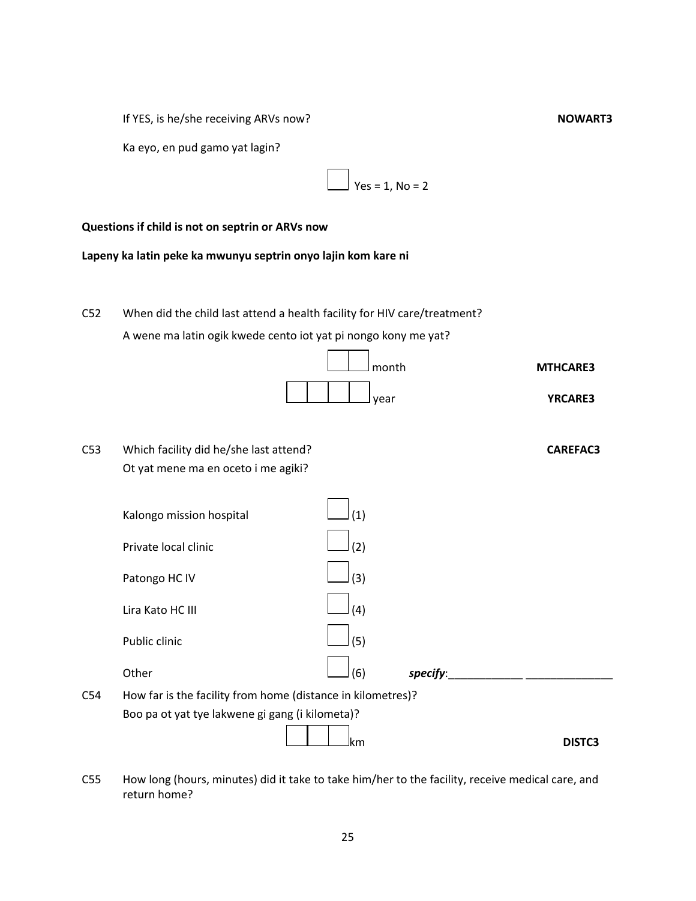If YES, is he/she receiving ARVs now? **NOWART3**

Ka eyo, en pud gamo yat lagin?

☐ Yes = 1, No = 2

**Questions if child is not on septrin or ARVs now**

**Lapeny ka latin peke ka mwunyu septrin onyo lajin kom kare ni**

C52 When did the child last attend a health facility for HIV care/treatment?

A wene ma latin ogik kwede cento iot yat pi nongo kony me yat?

☐☐ month **MTHCARE3**

☐☐☐☐ year **YRCARE3**

C53 Which facility did he/she last attend? **CAREFAC3**

Ot yat mene ma en oceto i me agiki?

| | |
|---|---|
| Kalongo mission hospital | ☐ (1) |
| Private local clinic | ☐ (2) |
| Patongo HC IV | ☐ (3) |
| Lira Kato HC III | ☐ (4) |
| Public clinic | ☐ (5) |
| Other | ☐ (6) ***specify***:____________ ______________ |

C54 How far is the facility from home (distance in kilometres)?

Boo pa ot yat tye lakwene gi gang (i kilometa)?

☐☐☐ km **DISTC3**

C55 How long (hours, minutes) did it take to take him/her to the facility, receive medical care, and return home?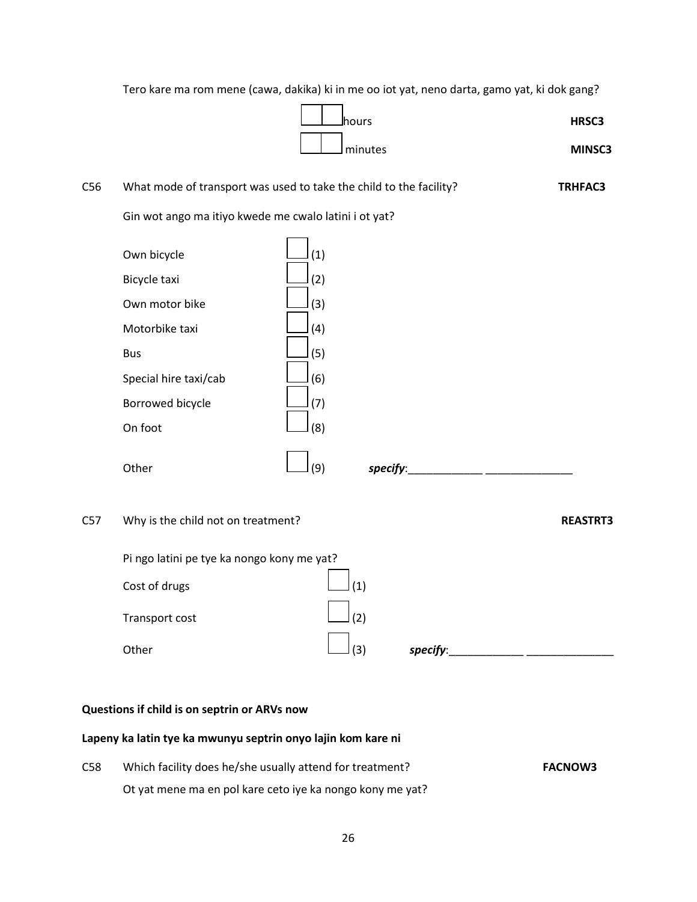Tero kare ma rom mene (cawa, dakika) ki in me oo iot yat, neno darta, gamo yat, ki dok gang?

[ ][ ] hours **HRSC3**

[ ][ ] minutes **MINSC3**

C56 What mode of transport was used to take the child to the facility? **TRHFAC3**

Gin wot ango ma itiyo kwede me cwalo latini i ot yat?

- Own bicycle [ ] (1)
- Bicycle taxi [ ] (2)
- Own motor bike [ ] (3)
- Motorbike taxi [ ] (4)
- Bus [ ] (5)
- Special hire taxi/cab [ ] (6)
- Borrowed bicycle [ ] (7)
- On foot [ ] (8)
- Other [ ] (9) ***specify***:____________ ______________

C57 Why is the child not on treatment? **REASTRT3**

Pi ngo latini pe tye ka nongo kony me yat?

- Cost of drugs [ ] (1)
- Transport cost [ ] (2)
- Other [ ] (3) ***specify***:____________ ______________

**Questions if child is on septrin or ARVs now**

**Lapeny ka latin tye ka mwunyu septrin onyo lajin kom kare ni**

C58 Which facility does he/she usually attend for treatment? **FACNOW3**

Ot yat mene ma en pol kare ceto iye ka nongo kony me yat?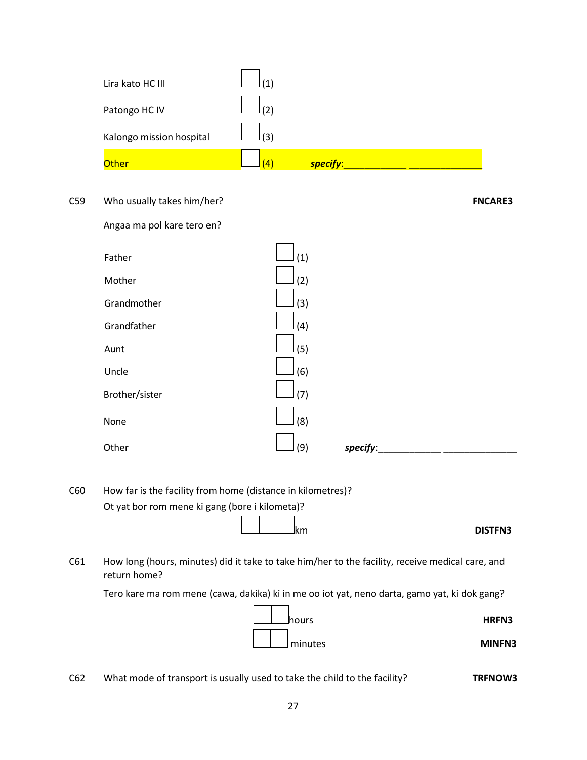| | | |
|---|---|---|
| Lira kato HC III | ☐ (1) | |
| Patongo HC IV | ☐ (2) | |
| Kalongo mission hospital | ☐ (3) | |
| Other | ☐ (4) | ***specify***:____________ ______________ |

C59 Who usually takes him/her? **FNCARE3**

Angaa ma pol kare tero en?

| | | |
|---|---|---|
| Father | ☐ (1) | |
| Mother | ☐ (2) | |
| Grandmother | ☐ (3) | |
| Grandfather | ☐ (4) | |
| Aunt | ☐ (5) | |
| Uncle | ☐ (6) | |
| Brother/sister | ☐ (7) | |
| None | ☐ (8) | |
| Other | ☐ (9) | ***specify***:____________ ______________ |

C60 How far is the facility from home (distance in kilometres)?

Ot yat bor rom mene ki gang (bore i kilometa)?

☐☐☐ km **DISTFN3**

C61 How long (hours, minutes) did it take to take him/her to the facility, receive medical care, and return home?

Tero kare ma rom mene (cawa, dakika) ki in me oo iot yat, neno darta, gamo yat, ki dok gang?

☐☐ hours **HRFN3**

☐☐ minutes **MINFN3**

C62 What mode of transport is usually used to take the child to the facility? **TRFNOW3**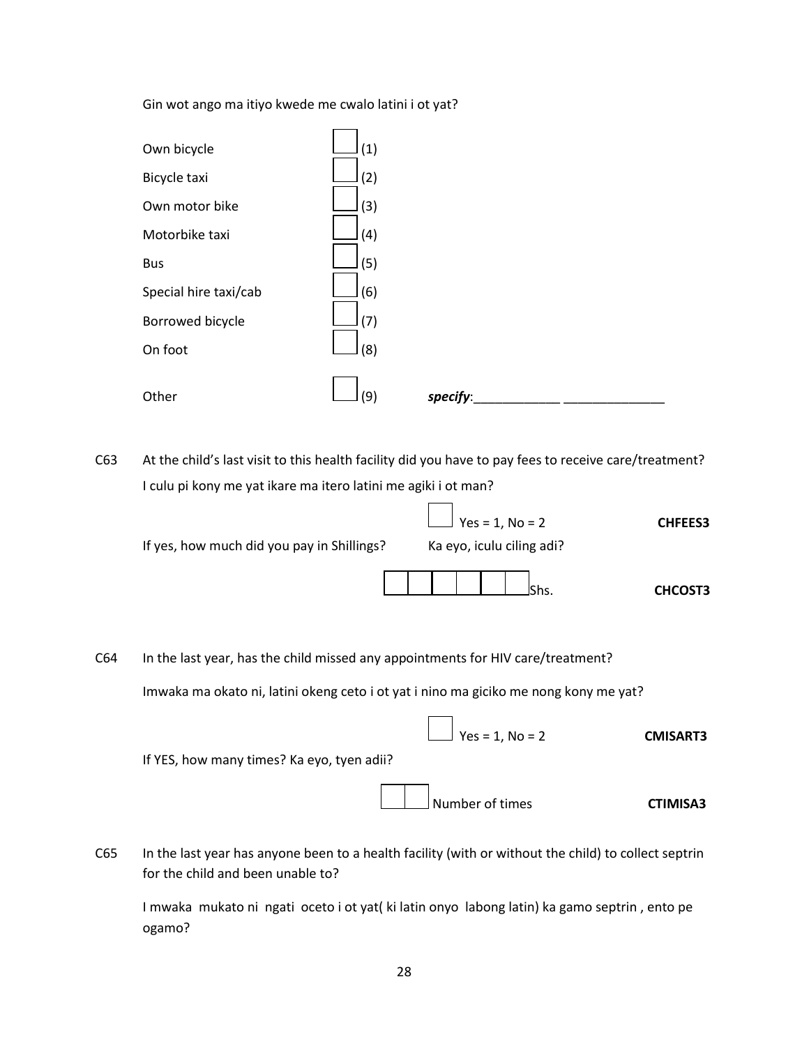Gin wot ango ma itiyo kwede me cwalo latini i ot yat?

| | |
|---|---|
| Own bicycle | ☐ (1) |
| Bicycle taxi | ☐ (2) |
| Own motor bike | ☐ (3) |
| Motorbike taxi | ☐ (4) |
| Bus | ☐ (5) |
| Special hire taxi/cab | ☐ (6) |
| Borrowed bicycle | ☐ (7) |
| On foot | ☐ (8) |
| Other | ☐ (9) ***specify***:____________ ______________ |

C63 At the child's last visit to this health facility did you have to pay fees to receive care/treatment?
I culu pi kony me yat ikare ma itero latini me agiki i ot man?

☐ Yes = 1, No = 2 **CHFEES3**

If yes, how much did you pay in Shillings? Ka eyo, iculu ciling adi?

☐☐☐☐☐☐ Shs. **CHCOST3**

C64 In the last year, has the child missed any appointments for HIV care/treatment?

Imwaka ma okato ni, latini okeng ceto i ot yat i nino ma giciko me nong kony me yat?

☐ Yes = 1, No = 2 **CMISART3**

If YES, how many times? Ka eyo, tyen adii?

☐☐ Number of times **CTIMISA3**

C65 In the last year has anyone been to a health facility (with or without the child) to collect septrin for the child and been unable to?

I mwaka mukato ni ngati oceto i ot yat( ki latin onyo labong latin) ka gamo septrin , ento pe ogamo?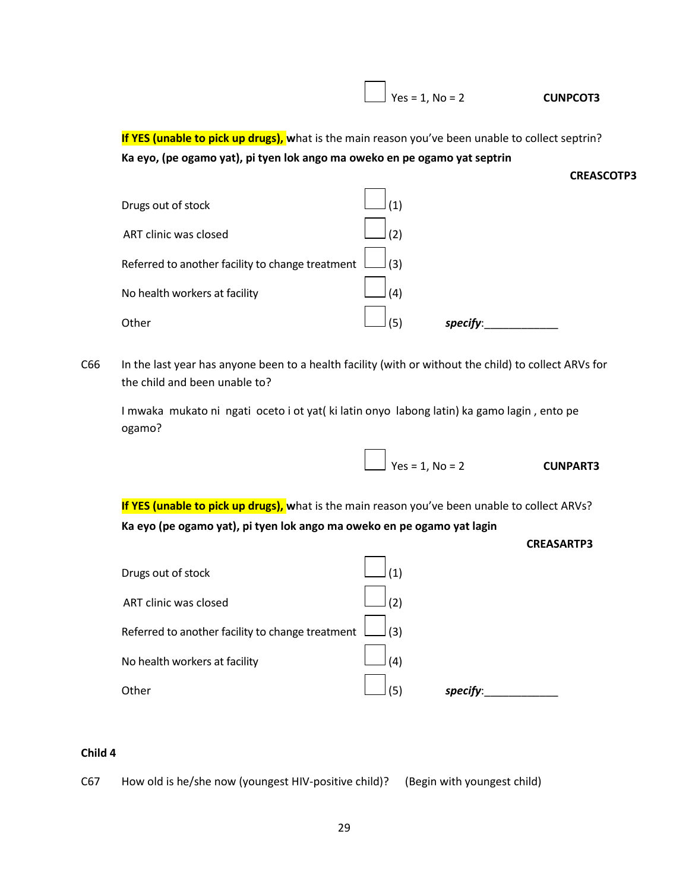☐ Yes = 1, No = 2 **CUNPCOT3**

**If YES (unable to pick up drugs), w**hat is the main reason you've been unable to collect septrin?
**Ka eyo, (pe ogamo yat), pi tyen lok ango ma oweko en pe ogamo yat septrin**

**CREASCOTP3**

| | | |
|---|---|---|
| Drugs out of stock | ☐ (1) | |
| ART clinic was closed | ☐ (2) | |
| Referred to another facility to change treatment | ☐ (3) | |
| No health workers at facility | ☐ (4) | |
| Other | ☐ (5) | *specify*:____________ |

C66 In the last year has anyone been to a health facility (with or without the child) to collect ARVs for the child and been unable to?

I mwaka mukato ni ngati oceto i ot yat( ki latin onyo labong latin) ka gamo lagin , ento pe ogamo?

☐ Yes = 1, No = 2 **CUNPART3**

**If YES (unable to pick up drugs), w**hat is the main reason you've been unable to collect ARVs?
**Ka eyo (pe ogamo yat), pi tyen lok ango ma oweko en pe ogamo yat lagin**

**CREASARTP3**

| | | |
|---|---|---|
| Drugs out of stock | ☐ (1) | |
| ART clinic was closed | ☐ (2) | |
| Referred to another facility to change treatment | ☐ (3) | |
| No health workers at facility | ☐ (4) | |
| Other | ☐ (5) | *specify*:____________ |

**Child 4**

C67 How old is he/she now (youngest HIV-positive child)? (Begin with youngest child)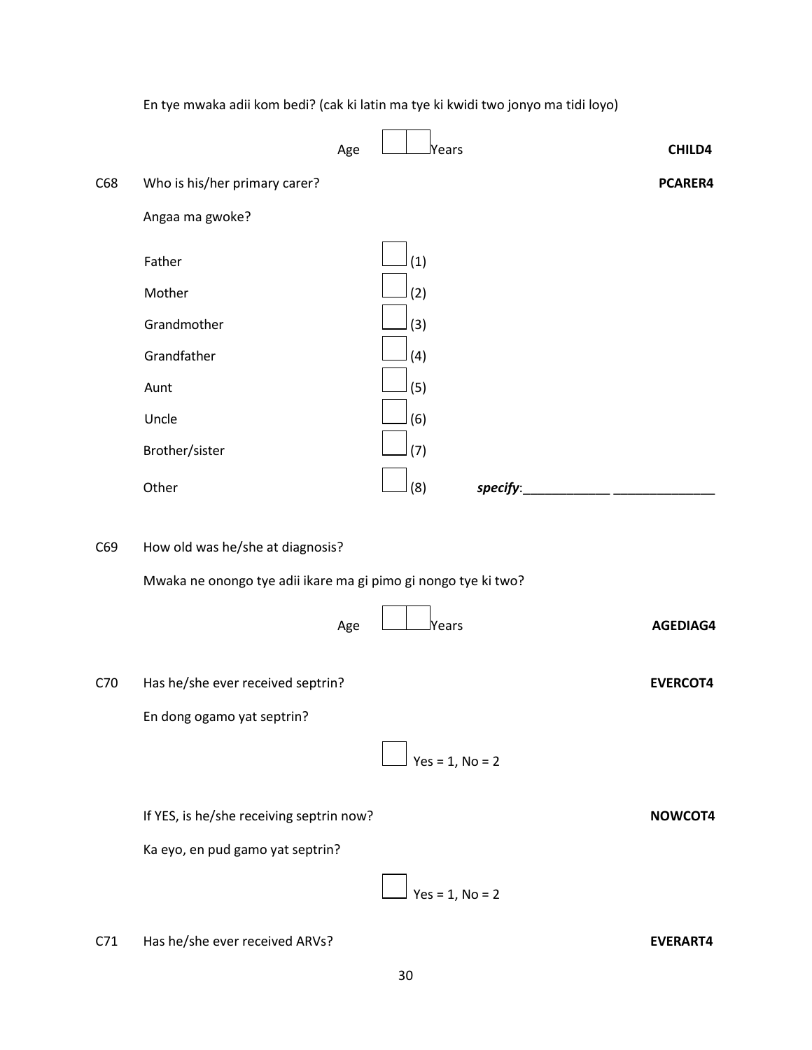En tye mwaka adii kom bedi? (cak ki latin ma tye ki kwidi two jonyo ma tidi loyo)

Age ☐☐ Years **CHILD4**

C68 Who is his/her primary carer? **PCARER4**

Angaa ma gwoke?

| | | |
|---|---|---|
| Father | ☐ | (1) |
| Mother | ☐ | (2) |
| Grandmother | ☐ | (3) |
| Grandfather | ☐ | (4) |
| Aunt | ☐ | (5) |
| Uncle | ☐ | (6) |
| Brother/sister | ☐ | (7) |
| Other | ☐ | (8) ***specify***:____________ ______________ |

C69 How old was he/she at diagnosis?

Mwaka ne onongo tye adii ikare ma gi pimo gi nongo tye ki two?

Age ☐☐ Years **AGEDIAG4**

C70 Has he/she ever received septrin? **EVERCOT4**

En dong ogamo yat septrin?

☐ Yes = 1, No = 2

If YES, is he/she receiving septrin now? **NOWCOT4**

Ka eyo, en pud gamo yat septrin?

☐ Yes = 1, No = 2

C71 Has he/she ever received ARVs? **EVERART4**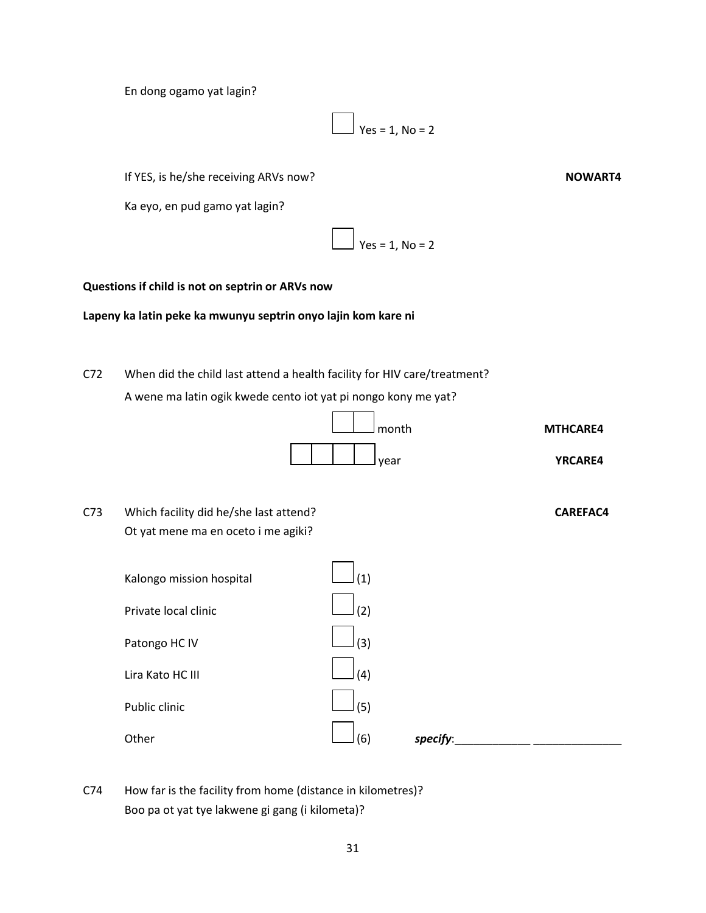En dong ogamo yat lagin?

☐ Yes = 1, No = 2

If YES, is he/she receiving ARVs now? **NOWART4**

Ka eyo, en pud gamo yat lagin?

☐ Yes = 1, No = 2

**Questions if child is not on septrin or ARVs now**

**Lapeny ka latin peke ka mwunyu septrin onyo lajin kom kare ni**

C72 When did the child last attend a health facility for HIV care/treatment?
A wene ma latin ogik kwede cento iot yat pi nongo kony me yat?

☐☐ month **MTHCARE4**

☐☐☐☐ year **YRCARE4**

C73 Which facility did he/she last attend? **CAREFAC4**
Ot yat mene ma en oceto i me agiki?

| | |
|---|---|
| Kalongo mission hospital | ☐ (1) |
| Private local clinic | ☐ (2) |
| Patongo HC IV | ☐ (3) |
| Lira Kato HC III | ☐ (4) |
| Public clinic | ☐ (5) |
| Other | ☐ (6) ***specify***:____________ ______________ |

C74 How far is the facility from home (distance in kilometres)?
Boo pa ot yat tye lakwene gi gang (i kilometa)?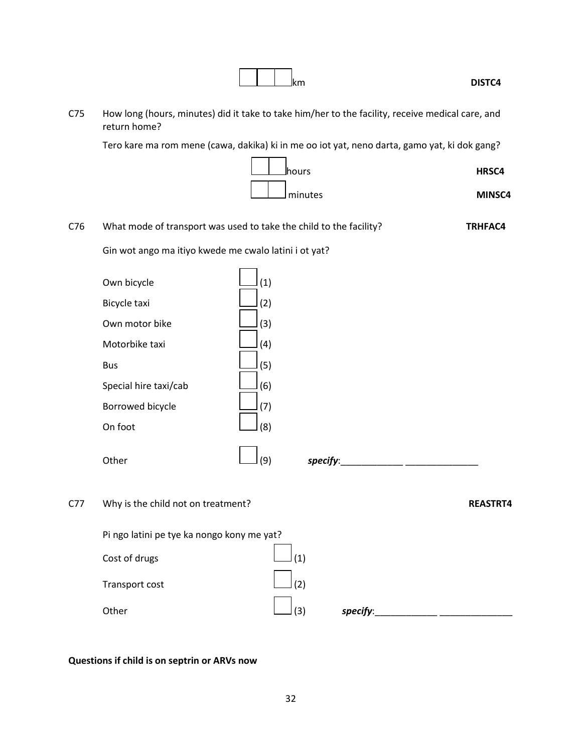☐☐☐ km **DISTC4**

C75 How long (hours, minutes) did it take to take him/her to the facility, receive medical care, and return home?

Tero kare ma rom mene (cawa, dakika) ki in me oo iot yat, neno darta, gamo yat, ki dok gang?

☐☐ hours **HRSC4**

☐☐ minutes **MINSC4**

C76 What mode of transport was used to take the child to the facility? **TRHFAC4**

Gin wot ango ma itiyo kwede me cwalo latini i ot yat?

- Own bicycle ☐ (1)
- Bicycle taxi ☐ (2)
- Own motor bike ☐ (3)
- Motorbike taxi ☐ (4)
- Bus ☐ (5)
- Special hire taxi/cab ☐ (6)
- Borrowed bicycle ☐ (7)
- On foot ☐ (8)
- Other ☐ (9) ***specify***:____________ ______________

C77 Why is the child not on treatment? **REASTRT4**

Pi ngo latini pe tye ka nongo kony me yat?

- Cost of drugs ☐ (1)
- Transport cost ☐ (2)
- Other ☐ (3) ***specify***:____________ ______________

**Questions if child is on septrin or ARVs now**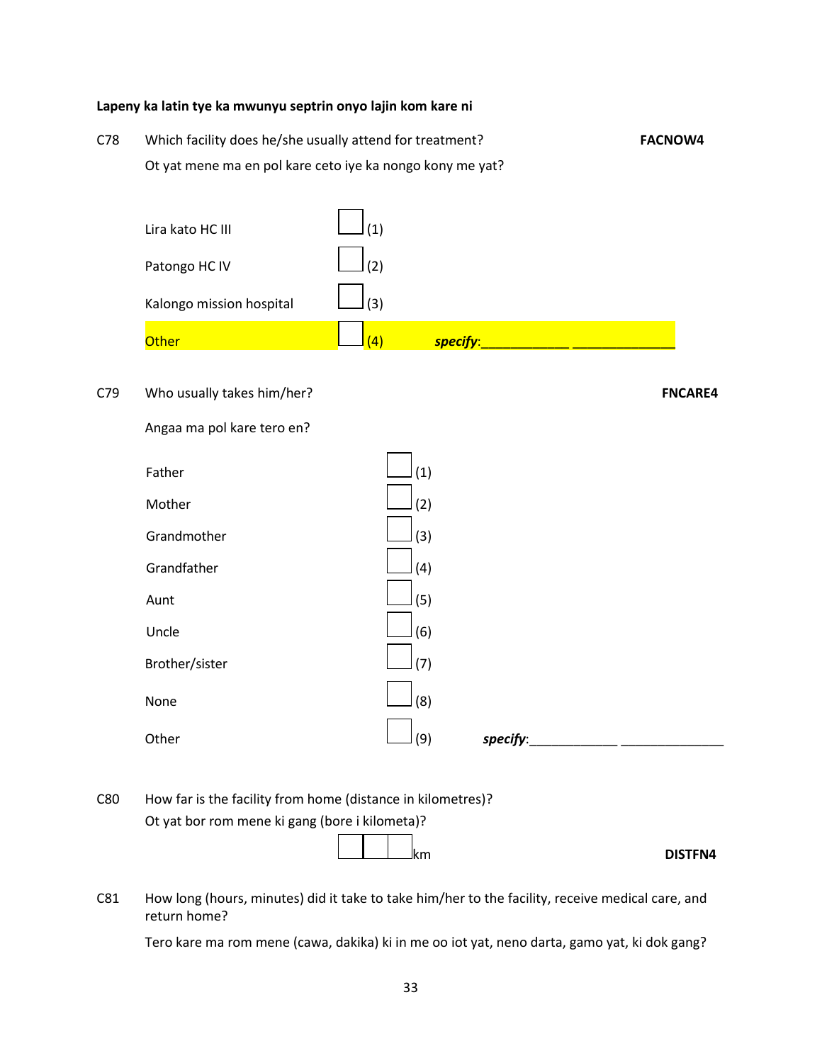**Lapeny ka latin tye ka mwunyu septrin onyo lajin kom kare ni**

C78 Which facility does he/she usually attend for treatment? **FACNOW4**

Ot yat mene ma en pol kare ceto iye ka nongo kony me yat?

| | | |
|---|---|---|
| Lira kato HC III | ☐ (1) | |
| Patongo HC IV | ☐ (2) | |
| Kalongo mission hospital | ☐ (3) | |
| Other | ☐ (4) | ***specify***:____________ ______________ |

C79 Who usually takes him/her? **FNCARE4**

Angaa ma pol kare tero en?

| | | |
|---|---|---|
| Father | ☐ (1) | |
| Mother | ☐ (2) | |
| Grandmother | ☐ (3) | |
| Grandfather | ☐ (4) | |
| Aunt | ☐ (5) | |
| Uncle | ☐ (6) | |
| Brother/sister | ☐ (7) | |
| None | ☐ (8) | |
| Other | ☐ (9) | ***specify***:____________ ______________ |

C80 How far is the facility from home (distance in kilometres)?

Ot yat bor rom mene ki gang (bore i kilometa)?

☐☐☐ km **DISTFN4**

C81 How long (hours, minutes) did it take to take him/her to the facility, receive medical care, and return home?

Tero kare ma rom mene (cawa, dakika) ki in me oo iot yat, neno darta, gamo yat, ki dok gang?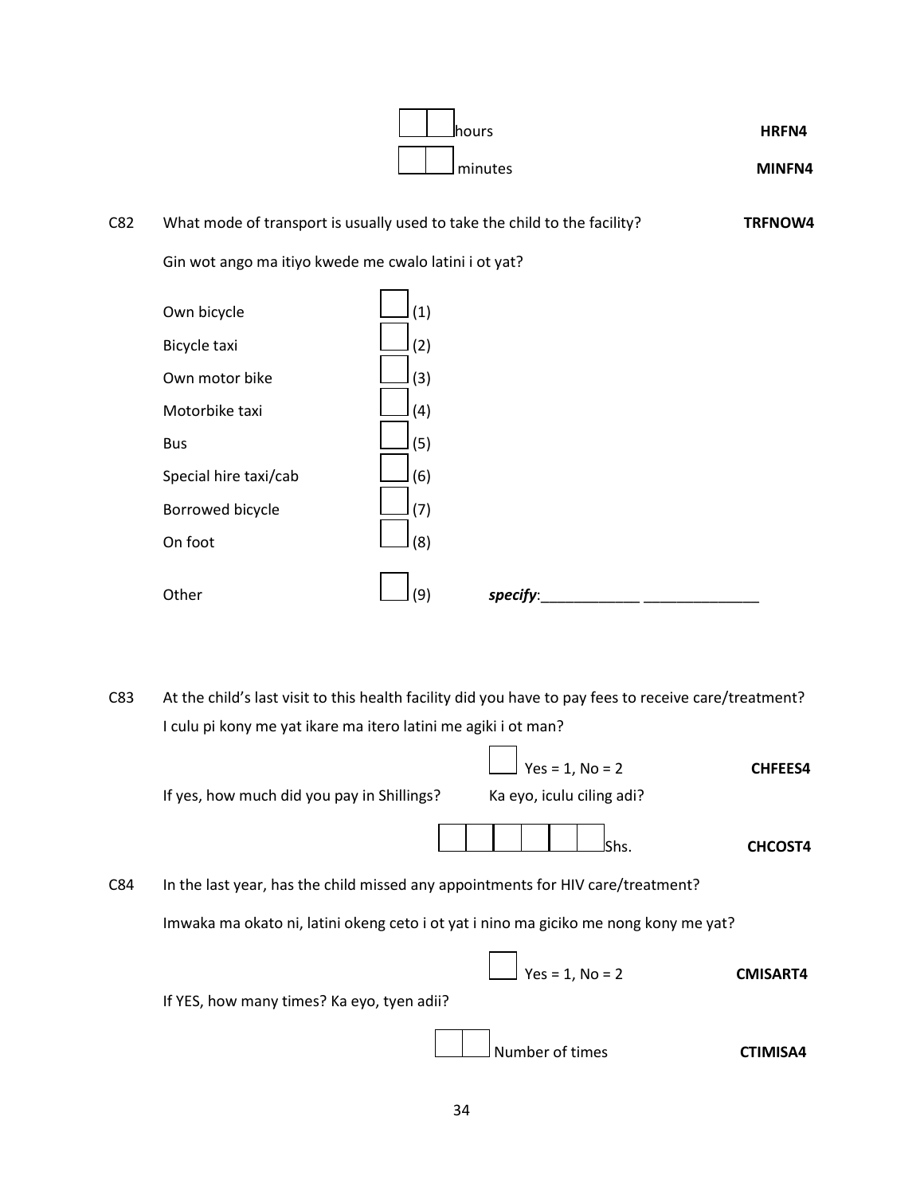[ ][ ] hours **HRFN4**

[ ][ ] minutes **MINFN4**

C82 What mode of transport is usually used to take the child to the facility? **TRFNOW4**

Gin wot ango ma itiyo kwede me cwalo latini i ot yat?

| | |
|---|---|
| Own bicycle | [ ] (1) |
| Bicycle taxi | [ ] (2) |
| Own motor bike | [ ] (3) |
| Motorbike taxi | [ ] (4) |
| Bus | [ ] (5) |
| Special hire taxi/cab | [ ] (6) |
| Borrowed bicycle | [ ] (7) |
| On foot | [ ] (8) |
| Other | [ ] (9) ***specify***:____________ ______________ |

C83 At the child's last visit to this health facility did you have to pay fees to receive care/treatment? I culu pi kony me yat ikare ma itero latini me agiki i ot man?

[ ] Yes = 1, No = 2 **CHFEES4**

If yes, how much did you pay in Shillings? Ka eyo, iculu ciling adi?

[ ][ ][ ][ ][ ][ ] Shs. **CHCOST4**

C84 In the last year, has the child missed any appointments for HIV care/treatment?

Imwaka ma okato ni, latini okeng ceto i ot yat i nino ma giciko me nong kony me yat?

[ ] Yes = 1, No = 2 **CMISART4**

If YES, how many times? Ka eyo, tyen adii?

[ ][ ] Number of times **CTIMISA4**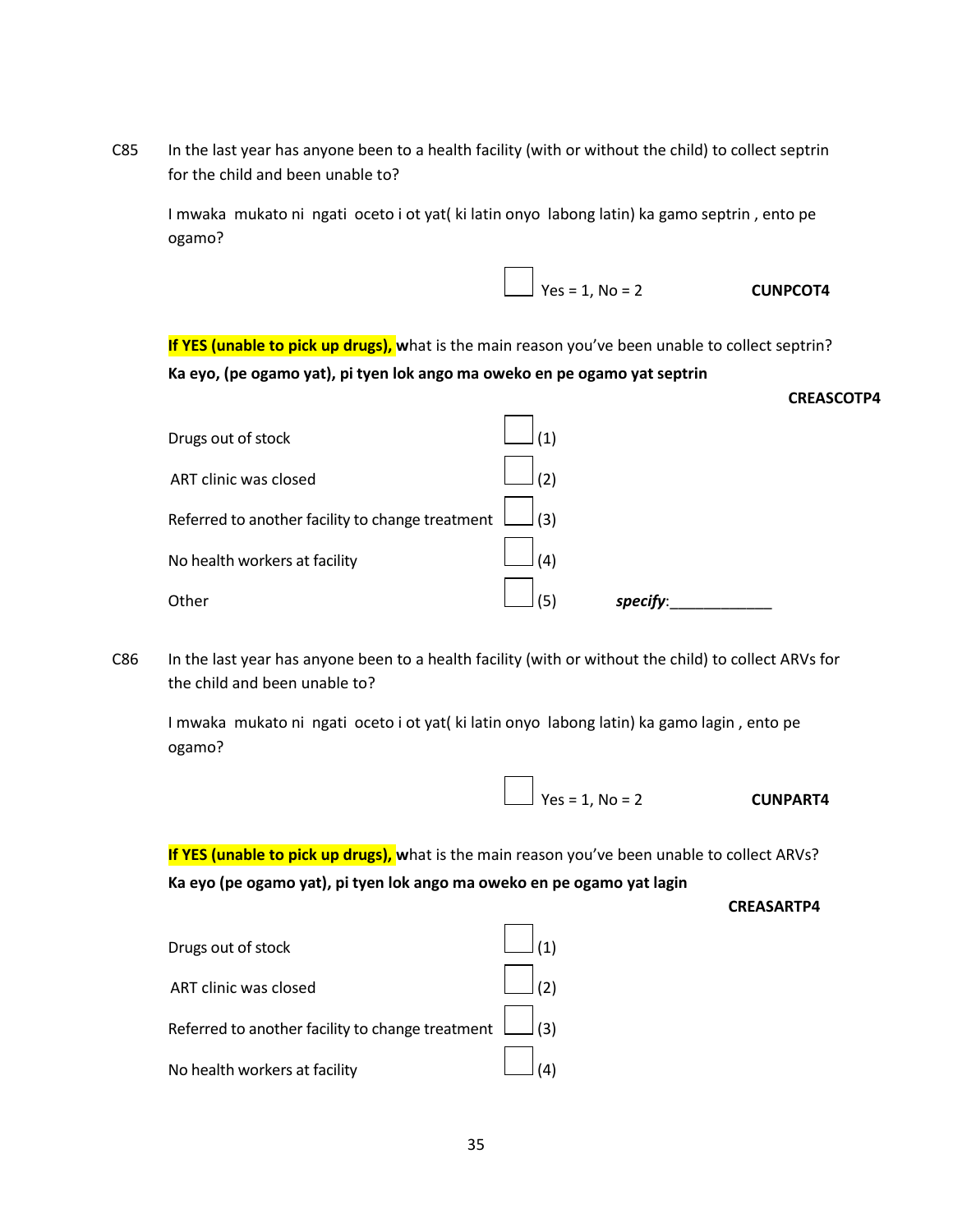C85 In the last year has anyone been to a health facility (with or without the child) to collect septrin for the child and been unable to?

I mwaka mukato ni ngati oceto i ot yat( ki latin onyo labong latin) ka gamo septrin , ento pe ogamo?

☐ Yes = 1, No = 2 **CUNPCOT4**

**If YES (unable to pick up drugs), w**hat is the main reason you've been unable to collect septrin?

**Ka eyo, (pe ogamo yat), pi tyen lok ango ma oweko en pe ogamo yat septrin**

**CREASCOTP4**

- Drugs out of stock ☐ (1)
- ART clinic was closed ☐ (2)
- Referred to another facility to change treatment ☐ (3)
- No health workers at facility ☐ (4)
- Other ☐ (5) *specify*:____________

C86 In the last year has anyone been to a health facility (with or without the child) to collect ARVs for the child and been unable to?

I mwaka mukato ni ngati oceto i ot yat( ki latin onyo labong latin) ka gamo lagin , ento pe ogamo?

☐ Yes = 1, No = 2 **CUNPART4**

**If YES (unable to pick up drugs), w**hat is the main reason you've been unable to collect ARVs?

**Ka eyo (pe ogamo yat), pi tyen lok ango ma oweko en pe ogamo yat lagin**

**CREASARTP4**

- Drugs out of stock ☐ (1)
- ART clinic was closed ☐ (2)
- Referred to another facility to change treatment ☐ (3)
- No health workers at facility ☐ (4)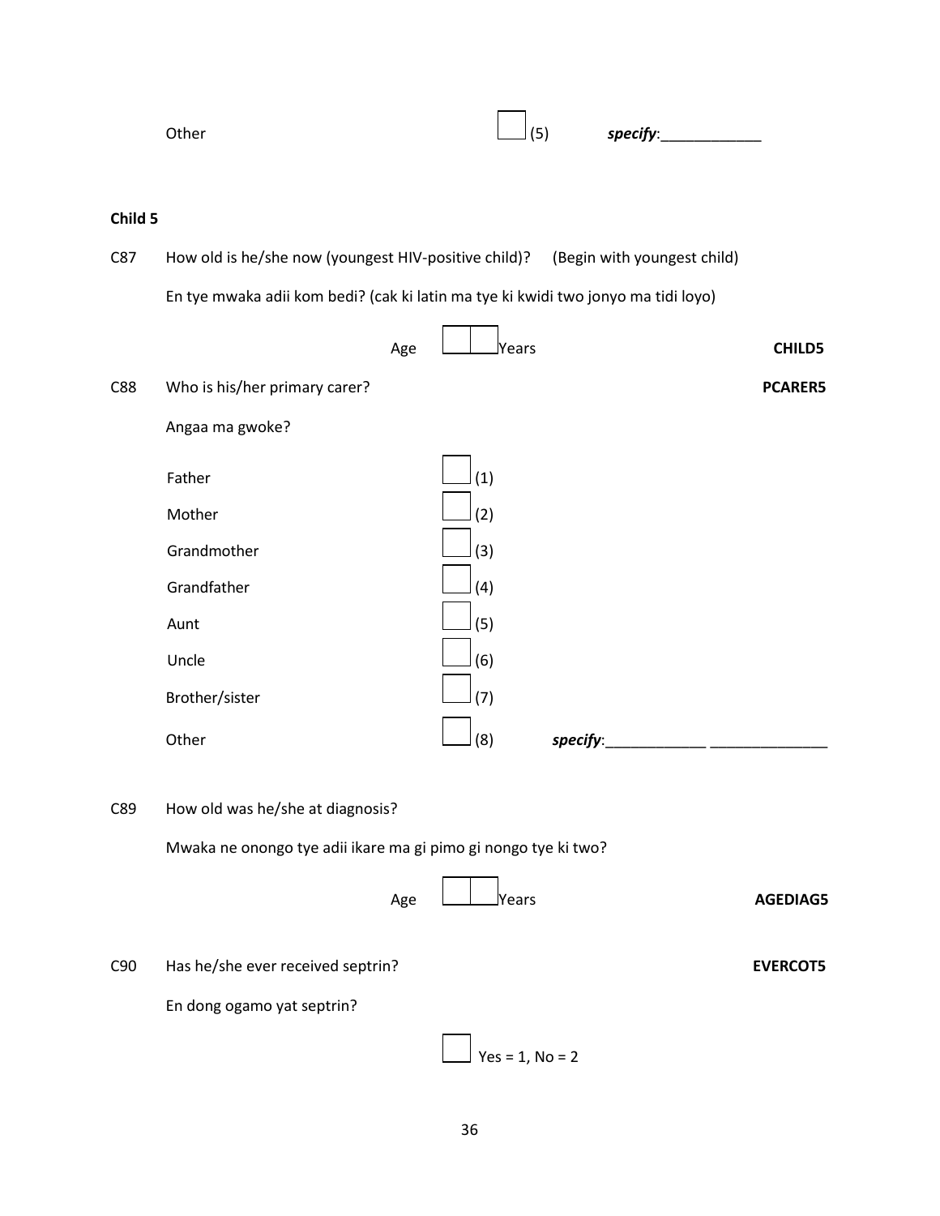Other ☐ (5) ***specify***:____________

**Child 5**

C87 How old is he/she now (youngest HIV-positive child)? (Begin with youngest child)

En tye mwaka adii kom bedi? (cak ki latin ma tye ki kwidi two jonyo ma tidi loyo)

Age ☐☐ Years **CHILD5**

C88 Who is his/her primary carer? **PCARER5**

Angaa ma gwoke?

Father ☐ (1)

Mother ☐ (2)

Grandmother ☐ (3)

Grandfather ☐ (4)

Aunt ☐ (5)

Uncle ☐ (6)

Brother/sister ☐ (7)

Other ☐ (8) ***specify***:____________ ______________

C89 How old was he/she at diagnosis?

Mwaka ne onongo tye adii ikare ma gi pimo gi nongo tye ki two?

Age ☐☐ Years **AGEDIAG5**

C90 Has he/she ever received septrin? **EVERCOT5**

En dong ogamo yat septrin?

☐ Yes = 1, No = 2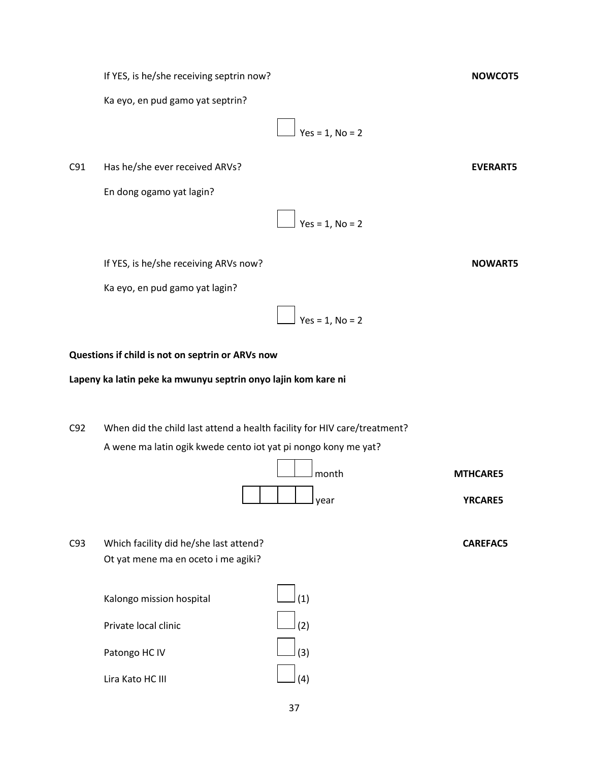If YES, is he/she receiving septrin now? **NOWCOT5**

Ka eyo, en pud gamo yat septrin?

☐ Yes = 1, No = 2

C91 Has he/she ever received ARVs? **EVERART5**

En dong ogamo yat lagin?

☐ Yes = 1, No = 2

If YES, is he/she receiving ARVs now? **NOWART5**

Ka eyo, en pud gamo yat lagin?

☐ Yes = 1, No = 2

**Questions if child is not on septrin or ARVs now**

**Lapeny ka latin peke ka mwunyu septrin onyo lajin kom kare ni**

C92 When did the child last attend a health facility for HIV care/treatment?

A wene ma latin ogik kwede cento iot yat pi nongo kony me yat?

☐☐ month **MTHCARE5**

☐☐☐☐ year **YRCARE5**

C93 Which facility did he/she last attend? **CAREFAC5**

Ot yat mene ma en oceto i me agiki?

Kalongo mission hospital ☐ (1)

Private local clinic ☐ (2)

Patongo HC IV ☐ (3)

Lira Kato HC III ☐ (4)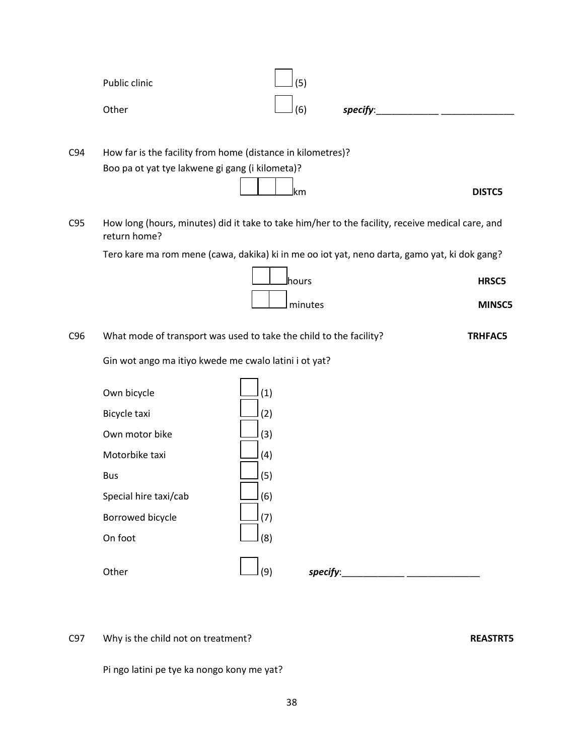Public clinic ☐ (5)

Other ☐ (6) *specify*:____________ ______________

C94 How far is the facility from home (distance in kilometres)?

Boo pa ot yat tye lakwene gi gang (i kilometa)?

☐☐☐ km **DISTC5**

C95 How long (hours, minutes) did it take to take him/her to the facility, receive medical care, and return home?

Tero kare ma rom mene (cawa, dakika) ki in me oo iot yat, neno darta, gamo yat, ki dok gang?

☐☐ hours **HRSC5**

☐☐ minutes **MINSC5**

C96 What mode of transport was used to take the child to the facility? **TRHFAC5**

Gin wot ango ma itiyo kwede me cwalo latini i ot yat?

Own bicycle ☐ (1)

Bicycle taxi ☐ (2)

Own motor bike ☐ (3)

Motorbike taxi ☐ (4)

Bus ☐ (5)

Special hire taxi/cab ☐ (6)

Borrowed bicycle ☐ (7)

On foot ☐ (8)

Other ☐ (9) *specify*:____________ ______________

C97 Why is the child not on treatment? **REASTRT5**

Pi ngo latini pe tye ka nongo kony me yat?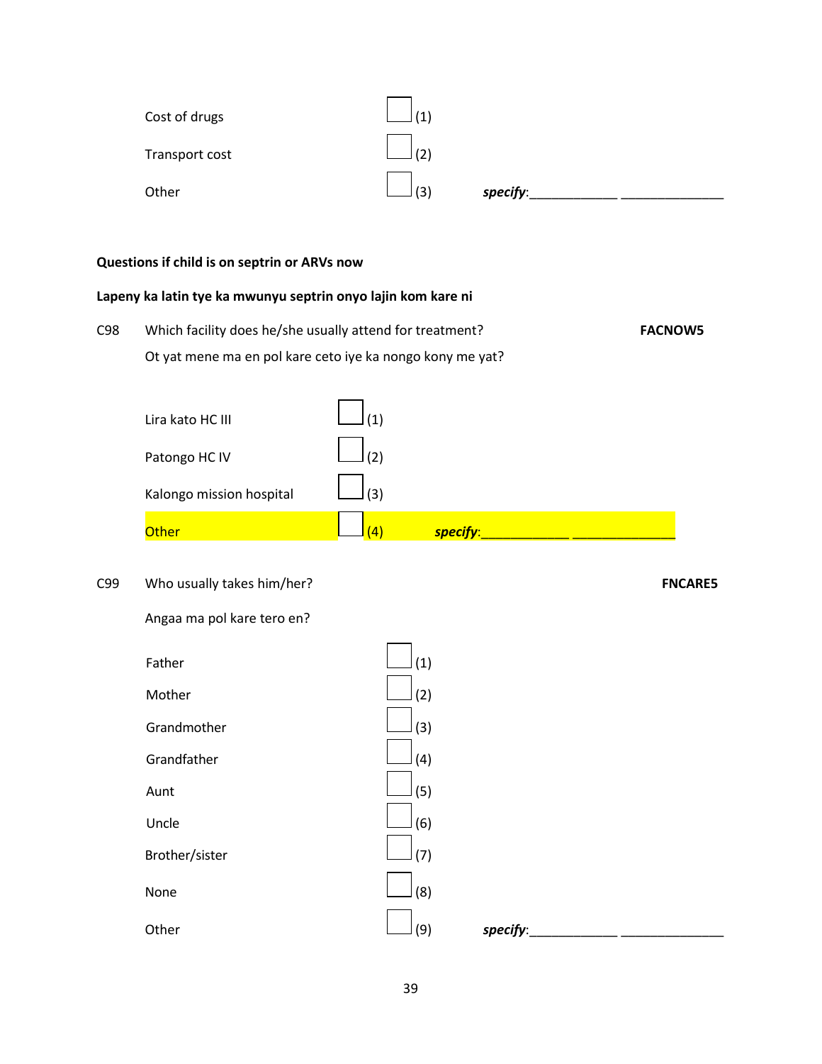Cost of drugs ☐ (1)

Transport cost ☐ (2)

Other ☐ (3) ***specify***:____________ ______________

**Questions if child is on septrin or ARVs now**

**Lapeny ka latin tye ka mwunyu septrin onyo lajin kom kare ni**

C98 Which facility does he/she usually attend for treatment? **FACNOW5**

Ot yat mene ma en pol kare ceto iye ka nongo kony me yat?

Lira kato HC III ☐ (1)

Patongo HC IV ☐ (2)

Kalongo mission hospital ☐ (3)

Other ☐ (4) ***specify***:____________ ______________

C99 Who usually takes him/her? **FNCARE5**

Angaa ma pol kare tero en?

Father ☐ (1)

Mother ☐ (2)

Grandmother ☐ (3)

Grandfather ☐ (4)

Aunt ☐ (5)

Uncle ☐ (6)

Brother/sister ☐ (7)

None ☐ (8)

Other ☐ (9) ***specify***:____________ ______________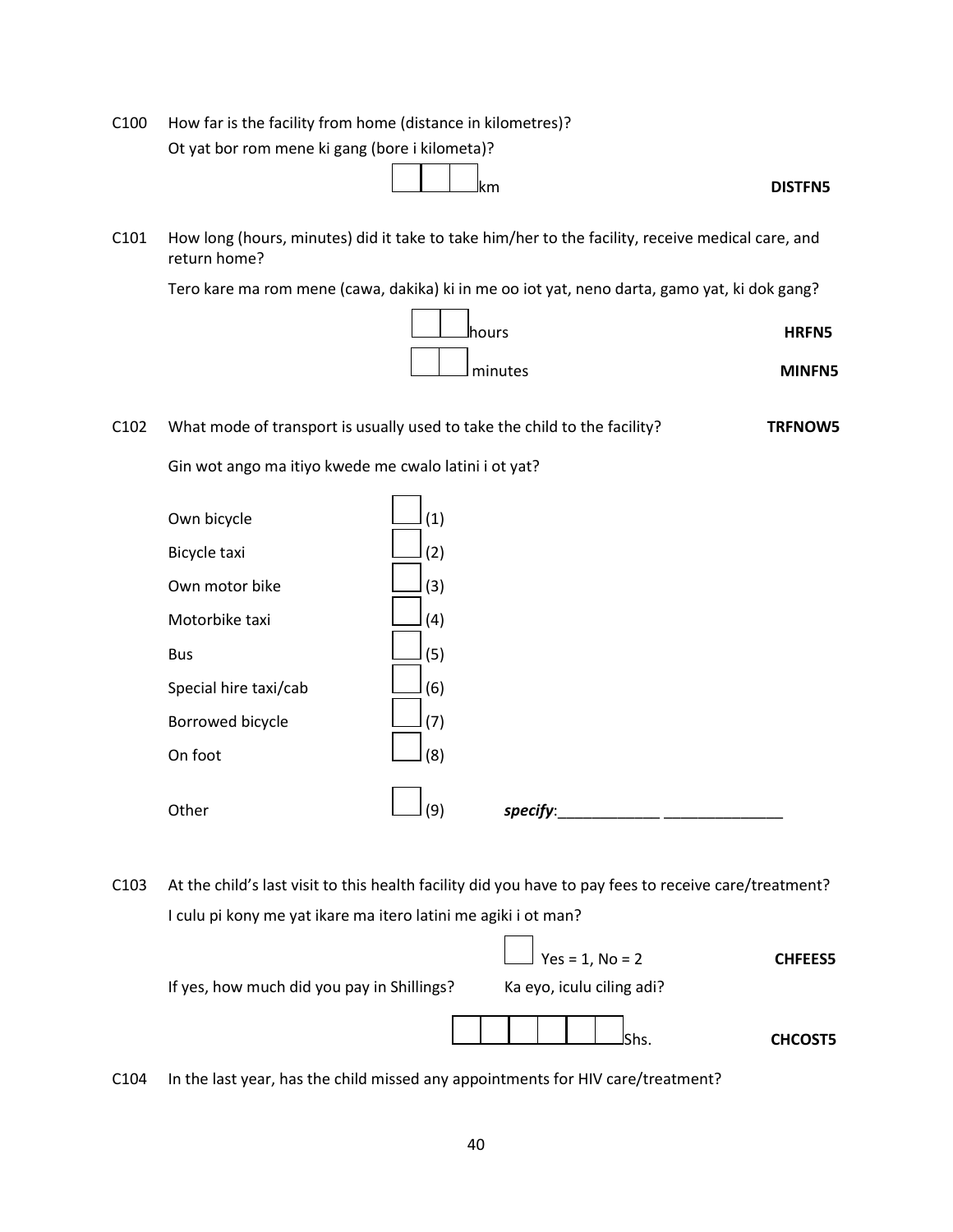C100 How far is the facility from home (distance in kilometres)?
Ot yat bor rom mene ki gang (bore i kilometa)?

☐☐☐ km **DISTFN5**

C101 How long (hours, minutes) did it take to take him/her to the facility, receive medical care, and return home?

Tero kare ma rom mene (cawa, dakika) ki in me oo iot yat, neno darta, gamo yat, ki dok gang?

☐☐ hours **HRFN5**

☐☐ minutes **MINFN5**

C102 What mode of transport is usually used to take the child to the facility? **TRFNOW5**

Gin wot ango ma itiyo kwede me cwalo latini i ot yat?

| | | |
|---|---|---|
| Own bicycle | ☐ (1) | |
| Bicycle taxi | ☐ (2) | |
| Own motor bike | ☐ (3) | |
| Motorbike taxi | ☐ (4) | |
| Bus | ☐ (5) | |
| Special hire taxi/cab | ☐ (6) | |
| Borrowed bicycle | ☐ (7) | |
| On foot | ☐ (8) | |
| Other | ☐ (9) | ***specify***:____________ ______________ |

C103 At the child's last visit to this health facility did you have to pay fees to receive care/treatment?
I culu pi kony me yat ikare ma itero latini me agiki i ot man?

☐ Yes = 1, No = 2 **CHFEES5**

If yes, how much did you pay in Shillings? Ka eyo, iculu ciling adi?

☐☐☐☐☐☐ Shs. **CHCOST5**

C104 In the last year, has the child missed any appointments for HIV care/treatment?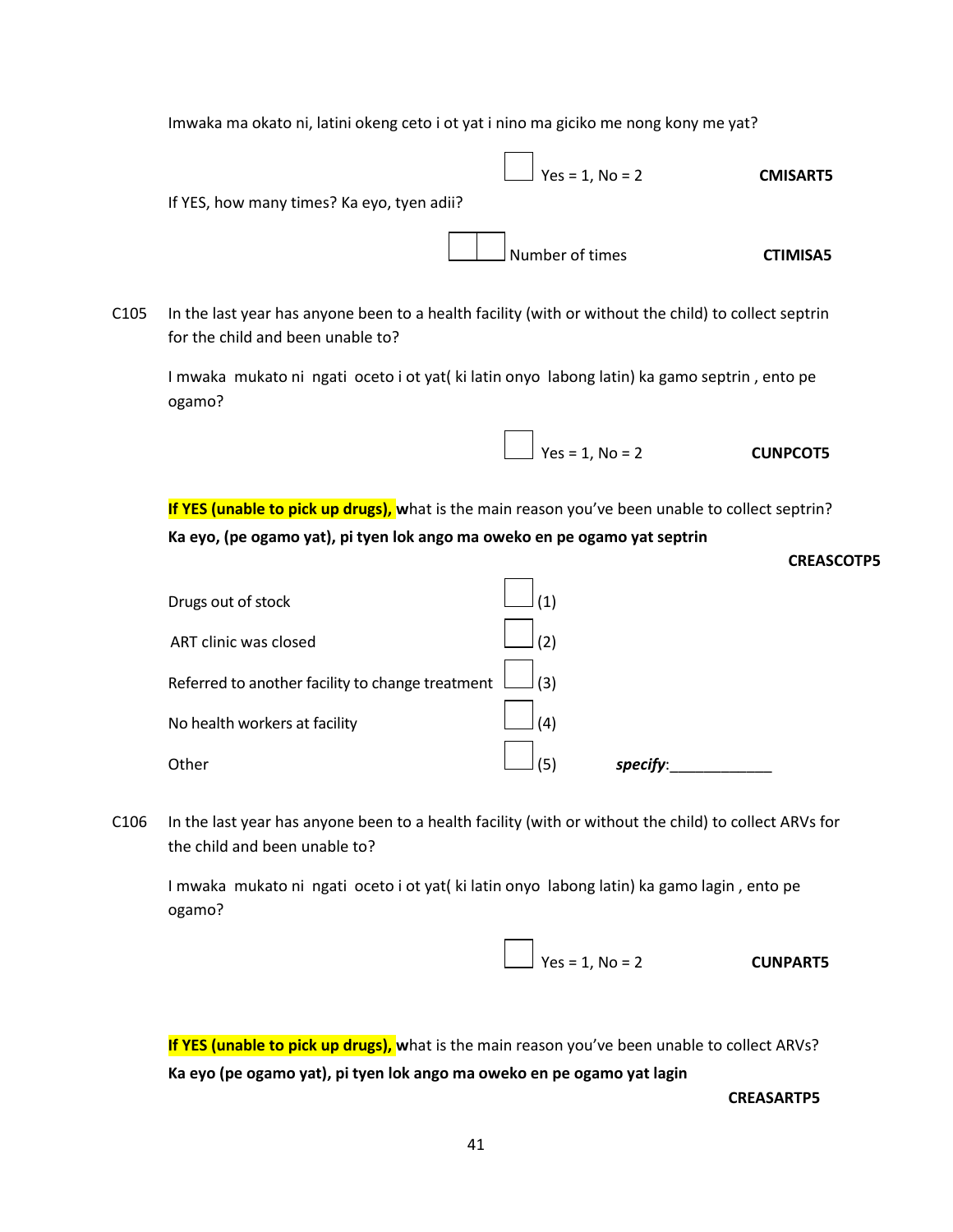Imwaka ma okato ni, latini okeng ceto i ot yat i nino ma giciko me nong kony me yat?

☐ Yes = 1, No = 2 **CMISART5**

If YES, how many times? Ka eyo, tyen adii?

☐☐ Number of times **CTIMISA5**

C105 In the last year has anyone been to a health facility (with or without the child) to collect septrin for the child and been unable to?

I mwaka mukato ni ngati oceto i ot yat( ki latin onyo labong latin) ka gamo septrin , ento pe ogamo?

☐ Yes = 1, No = 2 **CUNPCOT5**

**If YES (unable to pick up drugs), w**hat is the main reason you've been unable to collect septrin?

**Ka eyo, (pe ogamo yat), pi tyen lok ango ma oweko en pe ogamo yat septrin**

**CREASCOTP5**

Drugs out of stock ☐ (1)

ART clinic was closed ☐ (2)

Referred to another facility to change treatment ☐ (3)

No health workers at facility ☐ (4)

Other ☐ (5) ***specify***:____________

C106 In the last year has anyone been to a health facility (with or without the child) to collect ARVs for the child and been unable to?

I mwaka mukato ni ngati oceto i ot yat( ki latin onyo labong latin) ka gamo lagin , ento pe ogamo?

☐ Yes = 1, No = 2 **CUNPART5**

**If YES (unable to pick up drugs), w**hat is the main reason you've been unable to collect ARVs?

**Ka eyo (pe ogamo yat), pi tyen lok ango ma oweko en pe ogamo yat lagin**

**CREASARTP5**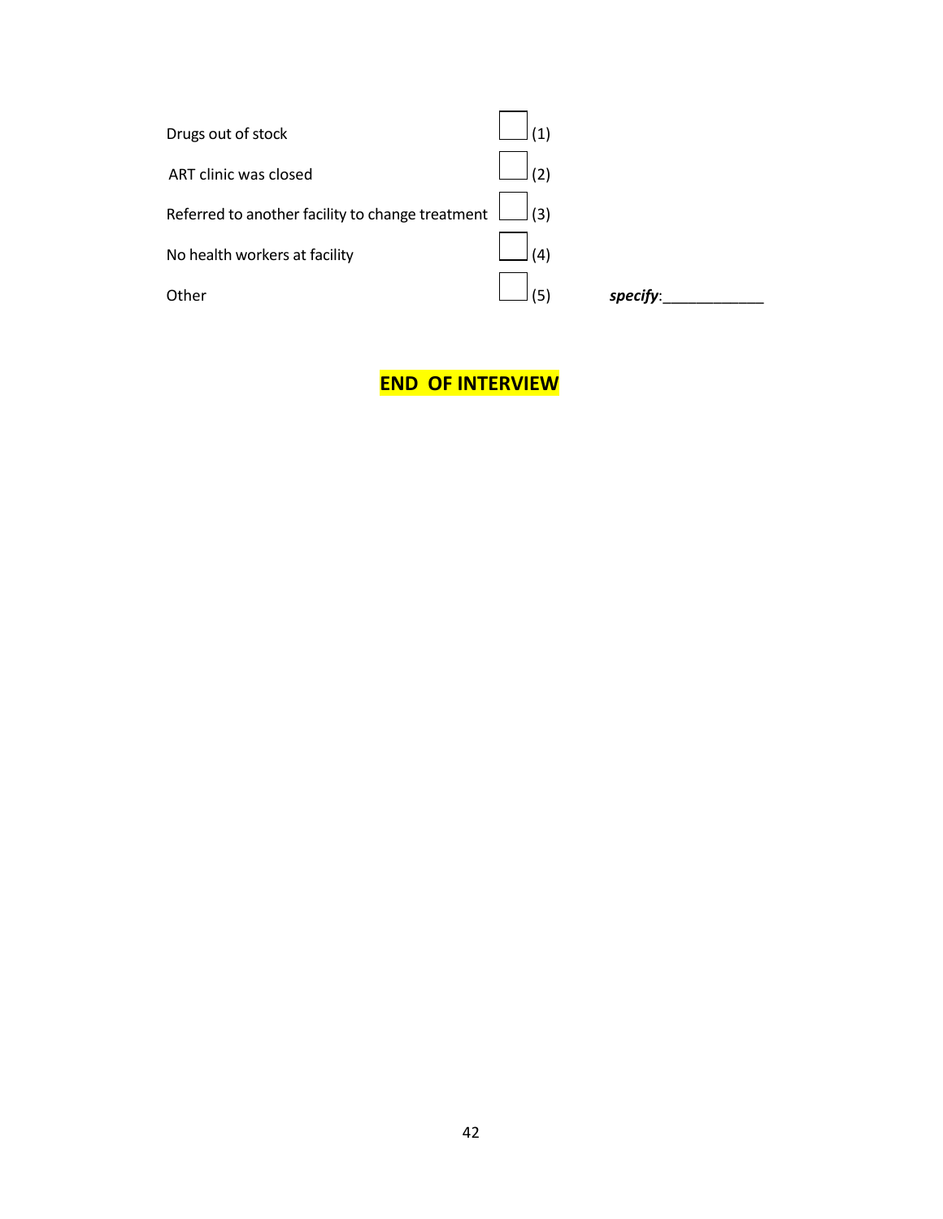| | | |
|---|---|---|
| Drugs out of stock | ☐ (1) | |
| ART clinic was closed | ☐ (2) | |
| Referred to another facility to change treatment | ☐ (3) | |
| No health workers at facility | ☐ (4) | |
| Other | ☐ (5) | ***specify***:____________ |

**END OF INTERVIEW**